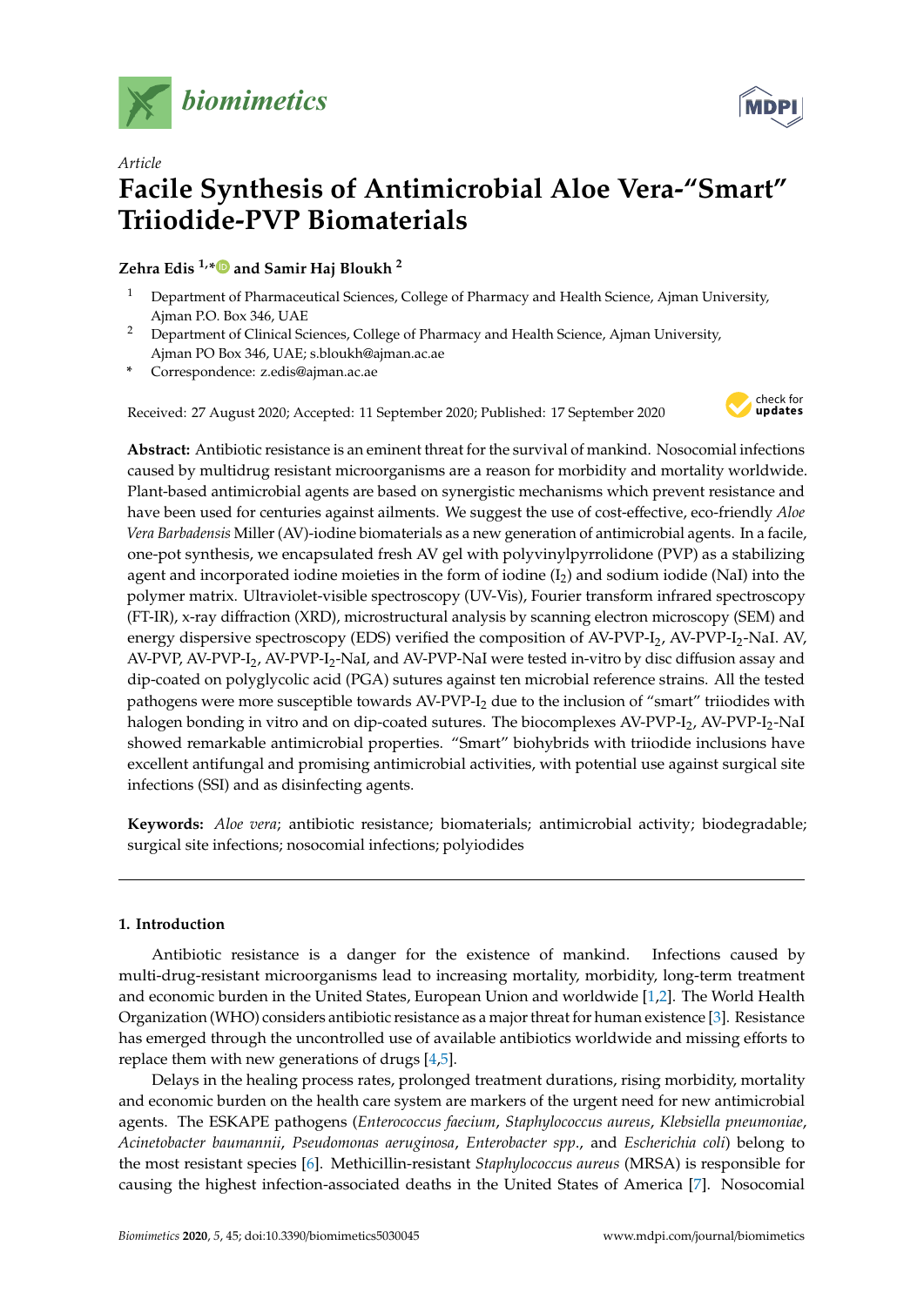*Article*

# Facile Synthesis of Antimicrobial Aloe Vera-"Smart" Triiodide-PVP Biomaterials

**Zehra Edis [1,*] and Samir Haj Bloukh [2]**

[1] Department of Pharmaceutical Sciences, College of Pharmacy and Health Science, Ajman University, Ajman P.O. Box 346, UAE

[2] Department of Clinical Sciences, College of Pharmacy and Health Science, Ajman University, Ajman PO Box 346, UAE; s.bloukh@ajman.ac.ae

\* Correspondence: z.edis@ajman.ac.ae

Received: 27 August 2020; Accepted: 11 September 2020; Published: 17 September 2020

**Abstract:** Antibiotic resistance is an eminent threat for the survival of mankind. Nosocomial infections caused by multidrug resistant microorganisms are a reason for morbidity and mortality worldwide. Plant-based antimicrobial agents are based on synergistic mechanisms which prevent resistance and have been used for centuries against ailments. We suggest the use of cost-effective, eco-friendly *Aloe Vera Barbadensis* Miller (AV)-iodine biomaterials as a new generation of antimicrobial agents. In a facile, one-pot synthesis, we encapsulated fresh AV gel with polyvinylpyrrolidone (PVP) as a stabilizing agent and incorporated iodine moieties in the form of iodine ($I_2$) and sodium iodide (NaI) into the polymer matrix. Ultraviolet-visible spectroscopy (UV-Vis), Fourier transform infrared spectroscopy (FT-IR), x-ray diffraction (XRD), microstructural analysis by scanning electron microscopy (SEM) and energy dispersive spectroscopy (EDS) verified the composition of AV-PVP-$I_2$, AV-PVP-$I_2$-NaI. AV, AV-PVP, AV-PVP-$I_2$, AV-PVP-$I_2$-NaI, and AV-PVP-NaI were tested in-vitro by disc diffusion assay and dip-coated on polyglycolic acid (PGA) sutures against ten microbial reference strains. All the tested pathogens were more susceptible towards AV-PVP-$I_2$ due to the inclusion of "smart" triiodides with halogen bonding in vitro and on dip-coated sutures. The biocomplexes AV-PVP-$I_2$, AV-PVP-$I_2$-NaI showed remarkable antimicrobial properties. "Smart" biohybrids with triiodide inclusions have excellent antifungal and promising antimicrobial activities, with potential use against surgical site infections (SSI) and as disinfecting agents.

**Keywords:** *Aloe vera*; antibiotic resistance; biomaterials; antimicrobial activity; biodegradable; surgical site infections; nosocomial infections; polyiodides

## 1. Introduction

Antibiotic resistance is a danger for the existence of mankind. Infections caused by multi-drug-resistant microorganisms lead to increasing mortality, morbidity, long-term treatment and economic burden in the United States, European Union and worldwide [1,2]. The World Health Organization (WHO) considers antibiotic resistance as a major threat for human existence [3]. Resistance has emerged through the uncontrolled use of available antibiotics worldwide and missing efforts to replace them with new generations of drugs [4,5].

Delays in the healing process rates, prolonged treatment durations, rising morbidity, mortality and economic burden on the health care system are markers of the urgent need for new antimicrobial agents. The ESKAPE pathogens (*Enterococcus faecium*, *Staphylococcus aureus*, *Klebsiella pneumoniae*, *Acinetobacter baumannii*, *Pseudomonas aeruginosa*, *Enterobacter spp*., and *Escherichia coli*) belong to the most resistant species [6]. Methicillin-resistant *Staphylococcus aureus* (MRSA) is responsible for causing the highest infection-associated deaths in the United States of America [7]. Nosocomial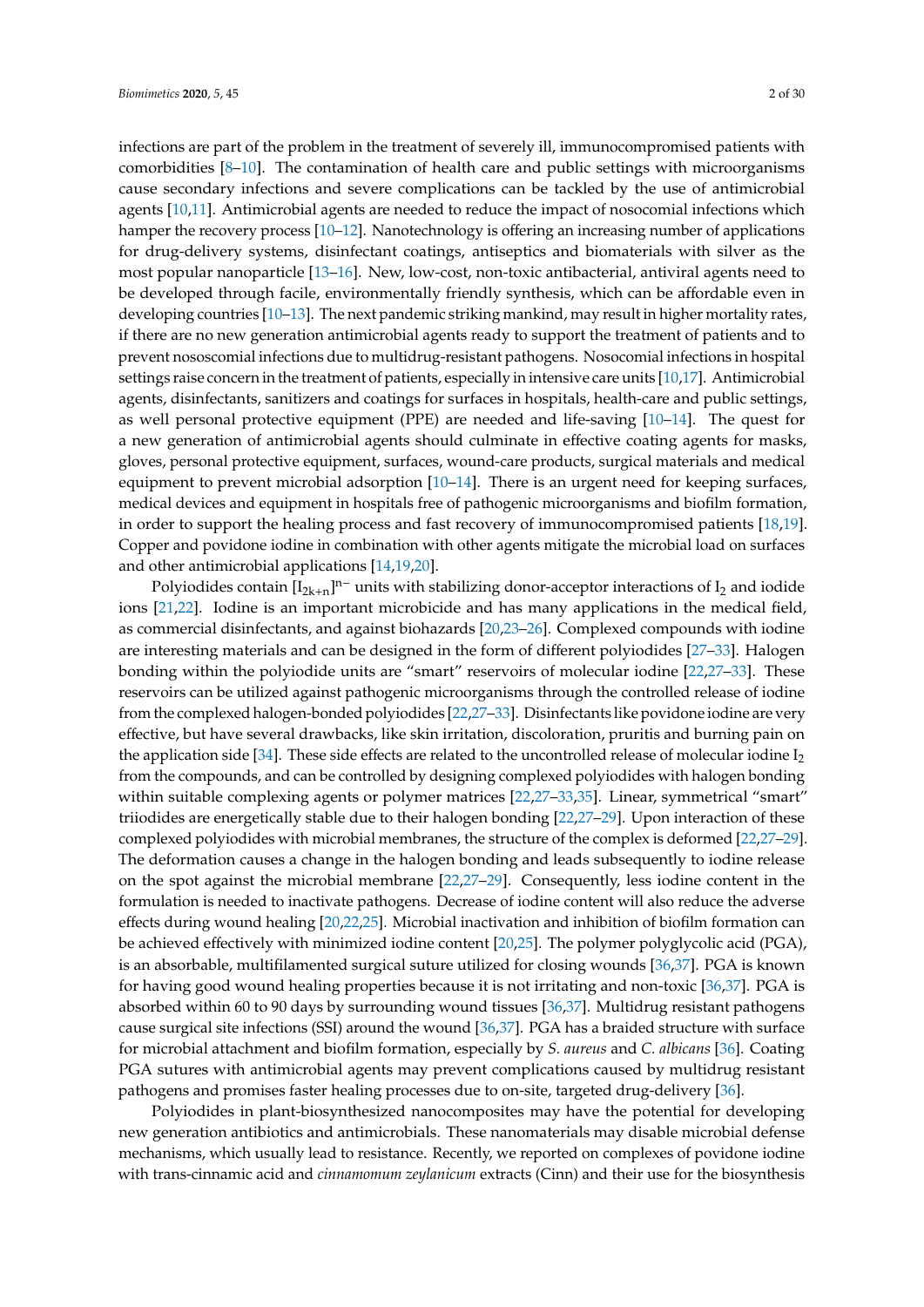infections are part of the problem in the treatment of severely ill, immunocompromised patients with comorbidities [8–10]. The contamination of health care and public settings with microorganisms cause secondary infections and severe complications can be tackled by the use of antimicrobial agents [10,11]. Antimicrobial agents are needed to reduce the impact of nosocomial infections which hamper the recovery process [10–12]. Nanotechnology is offering an increasing number of applications for drug-delivery systems, disinfectant coatings, antiseptics and biomaterials with silver as the most popular nanoparticle [13–16]. New, low-cost, non-toxic antibacterial, antiviral agents need to be developed through facile, environmentally friendly synthesis, which can be affordable even in developing countries [10–13]. The next pandemic striking mankind, may result in higher mortality rates, if there are no new generation antimicrobial agents ready to support the treatment of patients and to prevent nososcomial infections due to multidrug-resistant pathogens. Nosocomial infections in hospital settings raise concern in the treatment of patients, especially in intensive care units [10,17]. Antimicrobial agents, disinfectants, sanitizers and coatings for surfaces in hospitals, health-care and public settings, as well personal protective equipment (PPE) are needed and life-saving [10–14]. The quest for a new generation of antimicrobial agents should culminate in effective coating agents for masks, gloves, personal protective equipment, surfaces, wound-care products, surgical materials and medical equipment to prevent microbial adsorption [10–14]. There is an urgent need for keeping surfaces, medical devices and equipment in hospitals free of pathogenic microorganisms and biofilm formation, in order to support the healing process and fast recovery of immunocompromised patients [18,19]. Copper and povidone iodine in combination with other agents mitigate the microbial load on surfaces and other antimicrobial applications [14,19,20].

Polyiodides contain $[I_{2k+n}]^{n-}$ units with stabilizing donor-acceptor interactions of $I_2$ and iodide ions [21,22]. Iodine is an important microbicide and has many applications in the medical field, as commercial disinfectants, and against biohazards [20,23–26]. Complexed compounds with iodine are interesting materials and can be designed in the form of different polyiodides [27–33]. Halogen bonding within the polyiodide units are "smart" reservoirs of molecular iodine [22,27–33]. These reservoirs can be utilized against pathogenic microorganisms through the controlled release of iodine from the complexed halogen-bonded polyiodides [22,27–33]. Disinfectants like povidone iodine are very effective, but have several drawbacks, like skin irritation, discoloration, pruritis and burning pain on the application side [34]. These side effects are related to the uncontrolled release of molecular iodine $I_2$ from the compounds, and can be controlled by designing complexed polyiodides with halogen bonding within suitable complexing agents or polymer matrices [22,27–33,35]. Linear, symmetrical "smart" triiodides are energetically stable due to their halogen bonding [22,27–29]. Upon interaction of these complexed polyiodides with microbial membranes, the structure of the complex is deformed [22,27–29]. The deformation causes a change in the halogen bonding and leads subsequently to iodine release on the spot against the microbial membrane [22,27–29]. Consequently, less iodine content in the formulation is needed to inactivate pathogens. Decrease of iodine content will also reduce the adverse effects during wound healing [20,22,25]. Microbial inactivation and inhibition of biofilm formation can be achieved effectively with minimized iodine content [20,25]. The polymer polyglycolic acid (PGA), is an absorbable, multifilamented surgical suture utilized for closing wounds [36,37]. PGA is known for having good wound healing properties because it is not irritating and non-toxic [36,37]. PGA is absorbed within 60 to 90 days by surrounding wound tissues [36,37]. Multidrug resistant pathogens cause surgical site infections (SSI) around the wound [36,37]. PGA has a braided structure with surface for microbial attachment and biofilm formation, especially by *S. aureus* and *C. albicans* [36]. Coating PGA sutures with antimicrobial agents may prevent complications caused by multidrug resistant pathogens and promises faster healing processes due to on-site, targeted drug-delivery [36].

Polyiodides in plant-biosynthesized nanocomposites may have the potential for developing new generation antibiotics and antimicrobials. These nanomaterials may disable microbial defense mechanisms, which usually lead to resistance. Recently, we reported on complexes of povidone iodine with trans-cinnamic acid and *cinnamomum zeylanicum* extracts (Cinn) and their use for the biosynthesis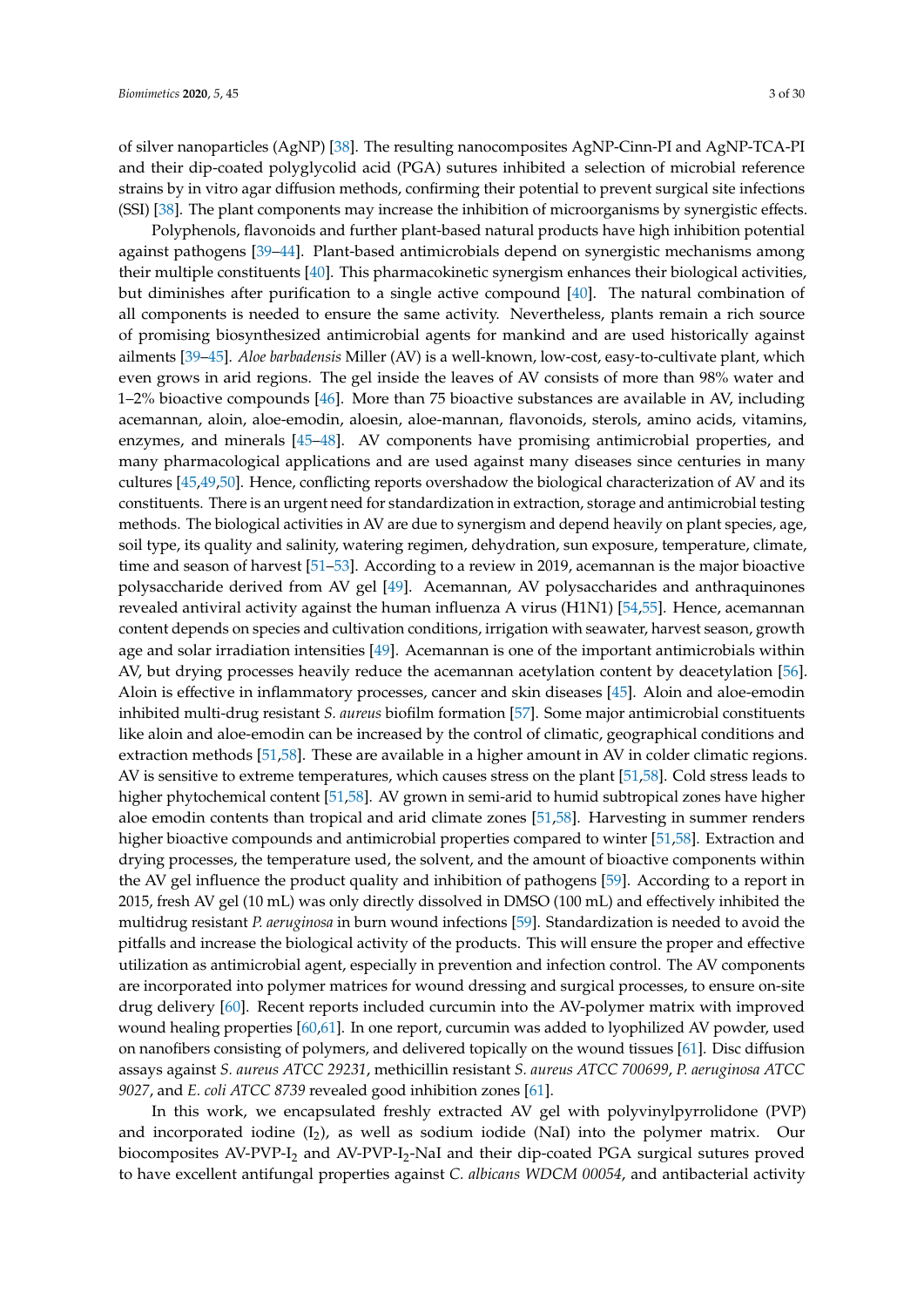of silver nanoparticles (AgNP) [38]. The resulting nanocomposites AgNP-Cinn-PI and AgNP-TCA-PI and their dip-coated polyglycolid acid (PGA) sutures inhibited a selection of microbial reference strains by in vitro agar diffusion methods, confirming their potential to prevent surgical site infections (SSI) [38]. The plant components may increase the inhibition of microorganisms by synergistic effects.

Polyphenols, flavonoids and further plant-based natural products have high inhibition potential against pathogens [39–44]. Plant-based antimicrobials depend on synergistic mechanisms among their multiple constituents [40]. This pharmacokinetic synergism enhances their biological activities, but diminishes after purification to a single active compound [40]. The natural combination of all components is needed to ensure the same activity. Nevertheless, plants remain a rich source of promising biosynthesized antimicrobial agents for mankind and are used historically against ailments [39–45]. *Aloe barbadensis* Miller (AV) is a well-known, low-cost, easy-to-cultivate plant, which even grows in arid regions. The gel inside the leaves of AV consists of more than 98% water and 1–2% bioactive compounds [46]. More than 75 bioactive substances are available in AV, including acemannan, aloin, aloe-emodin, aloesin, aloe-mannan, flavonoids, sterols, amino acids, vitamins, enzymes, and minerals [45–48]. AV components have promising antimicrobial properties, and many pharmacological applications and are used against many diseases since centuries in many cultures [45,49,50]. Hence, conflicting reports overshadow the biological characterization of AV and its constituents. There is an urgent need for standardization in extraction, storage and antimicrobial testing methods. The biological activities in AV are due to synergism and depend heavily on plant species, age, soil type, its quality and salinity, watering regimen, dehydration, sun exposure, temperature, climate, time and season of harvest [51–53]. According to a review in 2019, acemannan is the major bioactive polysaccharide derived from AV gel [49]. Acemannan, AV polysaccharides and anthraquinones revealed antiviral activity against the human influenza A virus (H1N1) [54,55]. Hence, acemannan content depends on species and cultivation conditions, irrigation with seawater, harvest season, growth age and solar irradiation intensities [49]. Acemannan is one of the important antimicrobials within AV, but drying processes heavily reduce the acemannan acetylation content by deacetylation [56]. Aloin is effective in inflammatory processes, cancer and skin diseases [45]. Aloin and aloe-emodin inhibited multi-drug resistant *S. aureus* biofilm formation [57]. Some major antimicrobial constituents like aloin and aloe-emodin can be increased by the control of climatic, geographical conditions and extraction methods [51,58]. These are available in a higher amount in AV in colder climatic regions. AV is sensitive to extreme temperatures, which causes stress on the plant [51,58]. Cold stress leads to higher phytochemical content [51,58]. AV grown in semi-arid to humid subtropical zones have higher aloe emodin contents than tropical and arid climate zones [51,58]. Harvesting in summer renders higher bioactive compounds and antimicrobial properties compared to winter [51,58]. Extraction and drying processes, the temperature used, the solvent, and the amount of bioactive components within the AV gel influence the product quality and inhibition of pathogens [59]. According to a report in 2015, fresh AV gel (10 mL) was only directly dissolved in DMSO (100 mL) and effectively inhibited the multidrug resistant *P. aeruginosa* in burn wound infections [59]. Standardization is needed to avoid the pitfalls and increase the biological activity of the products. This will ensure the proper and effective utilization as antimicrobial agent, especially in prevention and infection control. The AV components are incorporated into polymer matrices for wound dressing and surgical processes, to ensure on-site drug delivery [60]. Recent reports included curcumin into the AV-polymer matrix with improved wound healing properties [60,61]. In one report, curcumin was added to lyophilized AV powder, used on nanofibers consisting of polymers, and delivered topically on the wound tissues [61]. Disc diffusion assays against *S. aureus ATCC 29231*, methicillin resistant *S. aureus ATCC 700699*, *P. aeruginosa ATCC 9027*, and *E. coli ATCC 8739* revealed good inhibition zones [61].

In this work, we encapsulated freshly extracted AV gel with polyvinylpyrrolidone (PVP) and incorporated iodine ($I_2$), as well as sodium iodide (NaI) into the polymer matrix. Our biocomposites AV-PVP-$I_2$ and AV-PVP-$I_2$-NaI and their dip-coated PGA surgical sutures proved to have excellent antifungal properties against *C. albicans WDCM 00054*, and antibacterial activity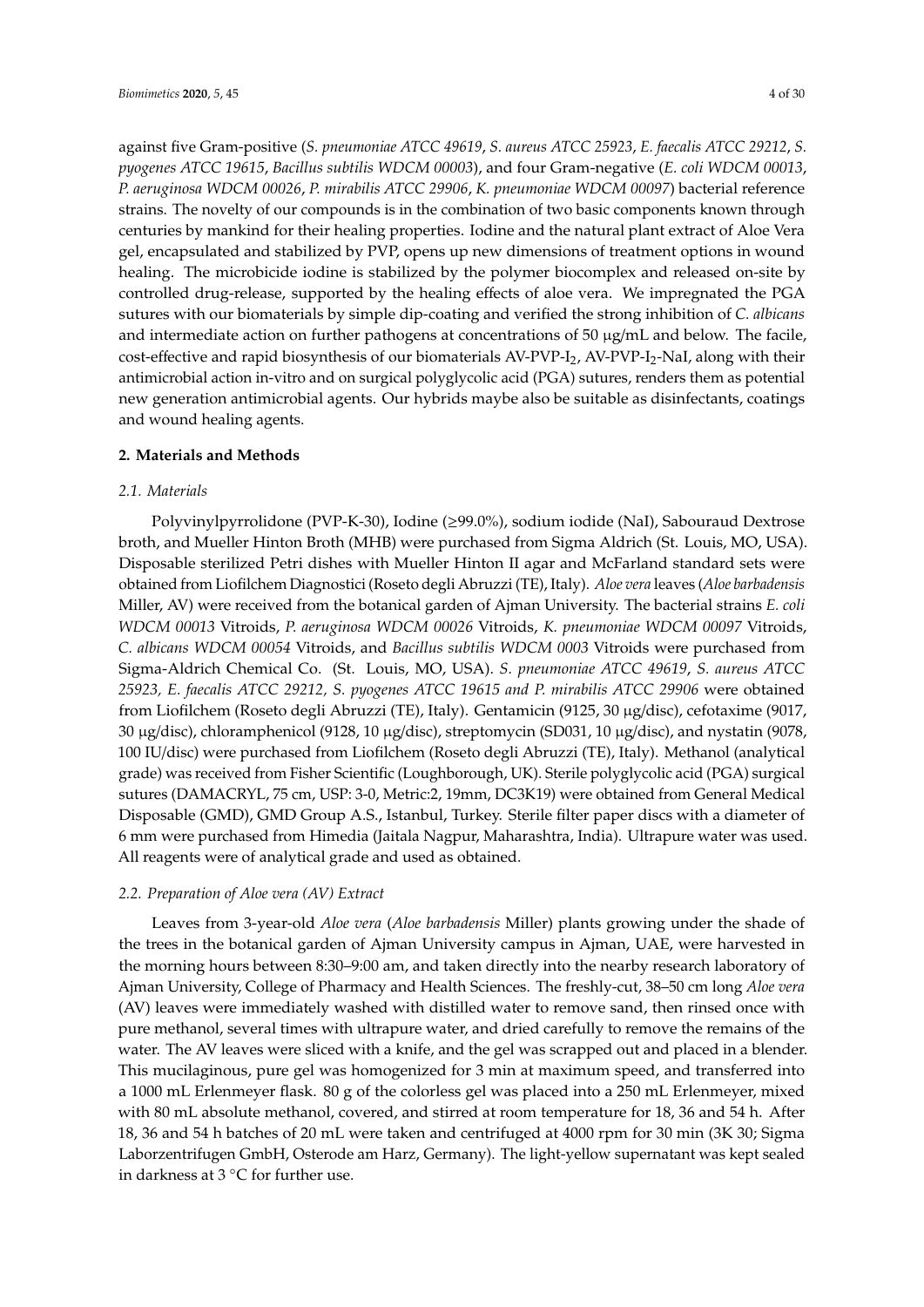against five Gram-positive (*S. pneumoniae ATCC 49619*, *S. aureus ATCC 25923*, *E. faecalis ATCC 29212*, *S. pyogenes ATCC 19615*, *Bacillus subtilis WDCM 00003*), and four Gram-negative (*E. coli WDCM 00013*, *P. aeruginosa WDCM 00026*, *P. mirabilis ATCC 29906*, *K. pneumoniae WDCM 00097*) bacterial reference strains. The novelty of our compounds is in the combination of two basic components known through centuries by mankind for their healing properties. Iodine and the natural plant extract of Aloe Vera gel, encapsulated and stabilized by PVP, opens up new dimensions of treatment options in wound healing. The microbicide iodine is stabilized by the polymer biocomplex and released on-site by controlled drug-release, supported by the healing effects of aloe vera. We impregnated the PGA sutures with our biomaterials by simple dip-coating and verified the strong inhibition of *C. albicans* and intermediate action on further pathogens at concentrations of 50 μg/mL and below. The facile, cost-effective and rapid biosynthesis of our biomaterials AV-PVP-$I_2$, AV-PVP-$I_2$-NaI, along with their antimicrobial action in-vitro and on surgical polyglycolic acid (PGA) sutures, renders them as potential new generation antimicrobial agents. Our hybrids maybe also be suitable as disinfectants, coatings and wound healing agents.

## 2. Materials and Methods

### 2.1. Materials

Polyvinylpyrrolidone (PVP-K-30), Iodine (≥99.0%), sodium iodide (NaI), Sabouraud Dextrose broth, and Mueller Hinton Broth (MHB) were purchased from Sigma Aldrich (St. Louis, MO, USA). Disposable sterilized Petri dishes with Mueller Hinton II agar and McFarland standard sets were obtained from Liofilchem Diagnostici (Roseto degli Abruzzi (TE), Italy). *Aloe vera* leaves (*Aloe barbadensis* Miller, AV) were received from the botanical garden of Ajman University. The bacterial strains *E. coli WDCM 00013* Vitroids, *P. aeruginosa WDCM 00026* Vitroids, *K. pneumoniae WDCM 00097* Vitroids, *C. albicans WDCM 00054* Vitroids, and *Bacillus subtilis WDCM 0003* Vitroids were purchased from Sigma-Aldrich Chemical Co. (St. Louis, MO, USA). *S. pneumoniae ATCC 49619*, *S. aureus ATCC 25923, E. faecalis ATCC 29212, S. pyogenes ATCC 19615 and P. mirabilis ATCC 29906* were obtained from Liofilchem (Roseto degli Abruzzi (TE), Italy). Gentamicin (9125, 30 μg/disc), cefotaxime (9017, 30 μg/disc), chloramphenicol (9128, 10 μg/disc), streptomycin (SD031, 10 μg/disc), and nystatin (9078, 100 IU/disc) were purchased from Liofilchem (Roseto degli Abruzzi (TE), Italy). Methanol (analytical grade) was received from Fisher Scientific (Loughborough, UK). Sterile polyglycolic acid (PGA) surgical sutures (DAMACRYL, 75 cm, USP: 3-0, Metric:2, 19mm, DC3K19) were obtained from General Medical Disposable (GMD), GMD Group A.S., Istanbul, Turkey. Sterile filter paper discs with a diameter of 6 mm were purchased from Himedia (Jaitala Nagpur, Maharashtra, India). Ultrapure water was used. All reagents were of analytical grade and used as obtained.

### 2.2. Preparation of Aloe vera (AV) Extract

Leaves from 3-year-old *Aloe vera* (*Aloe barbadensis* Miller) plants growing under the shade of the trees in the botanical garden of Ajman University campus in Ajman, UAE, were harvested in the morning hours between 8:30–9:00 am, and taken directly into the nearby research laboratory of Ajman University, College of Pharmacy and Health Sciences. The freshly-cut, 38–50 cm long *Aloe vera* (AV) leaves were immediately washed with distilled water to remove sand, then rinsed once with pure methanol, several times with ultrapure water, and dried carefully to remove the remains of the water. The AV leaves were sliced with a knife, and the gel was scrapped out and placed in a blender. This mucilaginous, pure gel was homogenized for 3 min at maximum speed, and transferred into a 1000 mL Erlenmeyer flask. 80 g of the colorless gel was placed into a 250 mL Erlenmeyer, mixed with 80 mL absolute methanol, covered, and stirred at room temperature for 18, 36 and 54 h. After 18, 36 and 54 h batches of 20 mL were taken and centrifuged at 4000 rpm for 30 min (3K 30; Sigma Laborzentrifugen GmbH, Osterode am Harz, Germany). The light-yellow supernatant was kept sealed in darkness at 3 °C for further use.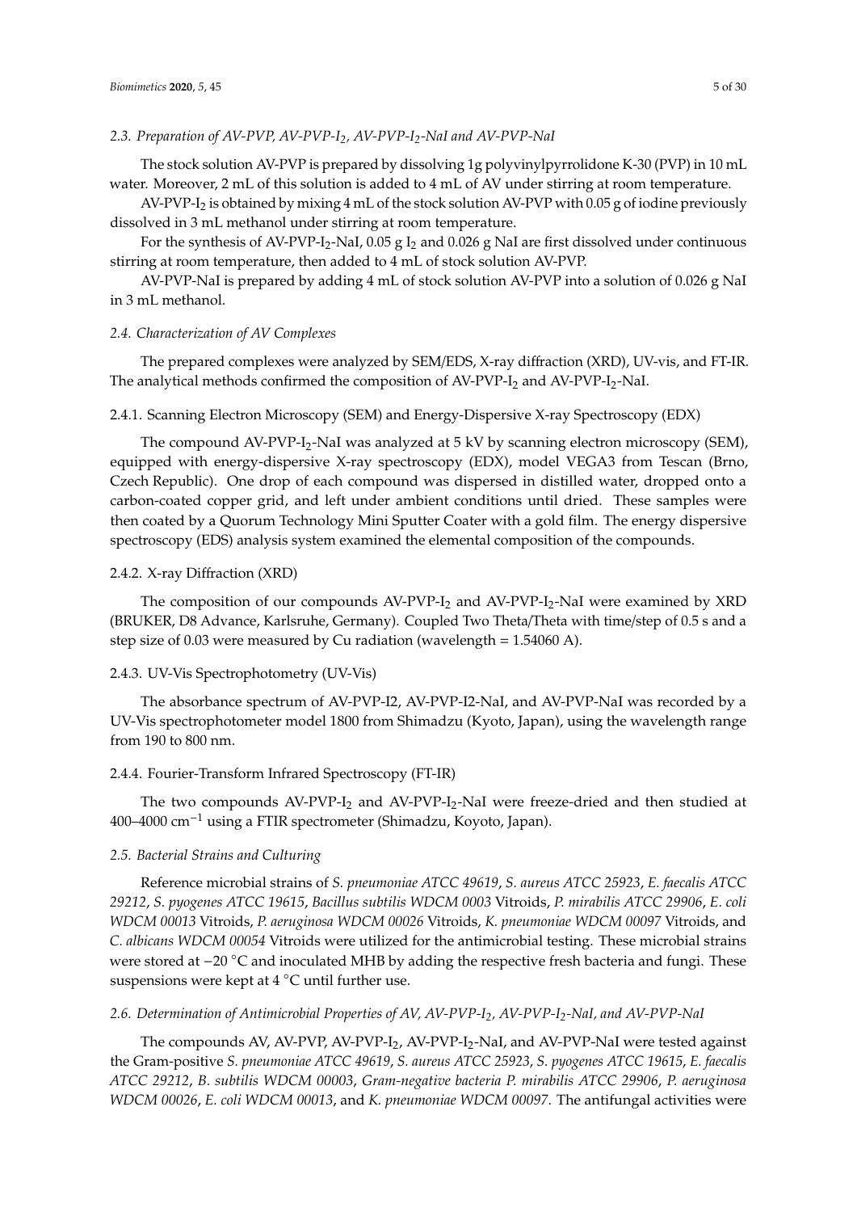### 2.3. Preparation of AV-PVP, AV-PVP-$I_2$, AV-PVP-$I_2$-NaI and AV-PVP-NaI

The stock solution AV-PVP is prepared by dissolving 1g polyvinylpyrrolidone K-30 (PVP) in 10 mL water. Moreover, 2 mL of this solution is added to 4 mL of AV under stirring at room temperature.

AV-PVP-$I_2$ is obtained by mixing 4 mL of the stock solution AV-PVP with 0.05 g of iodine previously dissolved in 3 mL methanol under stirring at room temperature.

For the synthesis of AV-PVP-$I_2$-NaI, 0.05 g $I_2$ and 0.026 g NaI are first dissolved under continuous stirring at room temperature, then added to 4 mL of stock solution AV-PVP.

AV-PVP-NaI is prepared by adding 4 mL of stock solution AV-PVP into a solution of 0.026 g NaI in 3 mL methanol.

### 2.4. Characterization of AV Complexes

The prepared complexes were analyzed by SEM/EDS, X-ray diffraction (XRD), UV-vis, and FT-IR. The analytical methods confirmed the composition of AV-PVP-$I_2$ and AV-PVP-$I_2$-NaI.

#### 2.4.1. Scanning Electron Microscopy (SEM) and Energy-Dispersive X-ray Spectroscopy (EDX)

The compound AV-PVP-$I_2$-NaI was analyzed at 5 kV by scanning electron microscopy (SEM), equipped with energy-dispersive X-ray spectroscopy (EDX), model VEGA3 from Tescan (Brno, Czech Republic). One drop of each compound was dispersed in distilled water, dropped onto a carbon-coated copper grid, and left under ambient conditions until dried. These samples were then coated by a Quorum Technology Mini Sputter Coater with a gold film. The energy dispersive spectroscopy (EDS) analysis system examined the elemental composition of the compounds.

#### 2.4.2. X-ray Diffraction (XRD)

The composition of our compounds AV-PVP-$I_2$ and AV-PVP-$I_2$-NaI were examined by XRD (BRUKER, D8 Advance, Karlsruhe, Germany). Coupled Two Theta/Theta with time/step of 0.5 s and a step size of 0.03 were measured by Cu radiation (wavelength = 1.54060 A).

#### 2.4.3. UV-Vis Spectrophotometry (UV-Vis)

The absorbance spectrum of AV-PVP-I2, AV-PVP-I2-NaI, and AV-PVP-NaI was recorded by a UV-Vis spectrophotometer model 1800 from Shimadzu (Kyoto, Japan), using the wavelength range from 190 to 800 nm.

#### 2.4.4. Fourier-Transform Infrared Spectroscopy (FT-IR)

The two compounds AV-PVP-$I_2$ and AV-PVP-$I_2$-NaI were freeze-dried and then studied at 400–4000 $cm^{-1}$ using a FTIR spectrometer (Shimadzu, Koyoto, Japan).

### 2.5. Bacterial Strains and Culturing

Reference microbial strains of *S. pneumoniae ATCC 49619*, *S. aureus ATCC 25923*, *E. faecalis ATCC 29212*, *S. pyogenes ATCC 19615*, *Bacillus subtilis WDCM 0003* Vitroids, *P. mirabilis ATCC 29906*, *E. coli WDCM 00013* Vitroids, *P. aeruginosa WDCM 00026* Vitroids, *K. pneumoniae WDCM 00097* Vitroids, and *C. albicans WDCM 00054* Vitroids were utilized for the antimicrobial testing. These microbial strains were stored at −20 °C and inoculated MHB by adding the respective fresh bacteria and fungi. These suspensions were kept at 4 °C until further use.

### 2.6. Determination of Antimicrobial Properties of AV, AV-PVP-$I_2$, AV-PVP-$I_2$-NaI, and AV-PVP-NaI

The compounds AV, AV-PVP, AV-PVP-$I_2$, AV-PVP-$I_2$-NaI, and AV-PVP-NaI were tested against the Gram-positive *S. pneumoniae ATCC 49619*, *S. aureus ATCC 25923*, *S. pyogenes ATCC 19615*, *E. faecalis ATCC 29212*, *B. subtilis WDCM 00003*, *Gram-negative bacteria P. mirabilis ATCC 29906*, *P. aeruginosa WDCM 00026*, *E. coli WDCM 00013*, and *K. pneumoniae WDCM 00097*. The antifungal activities were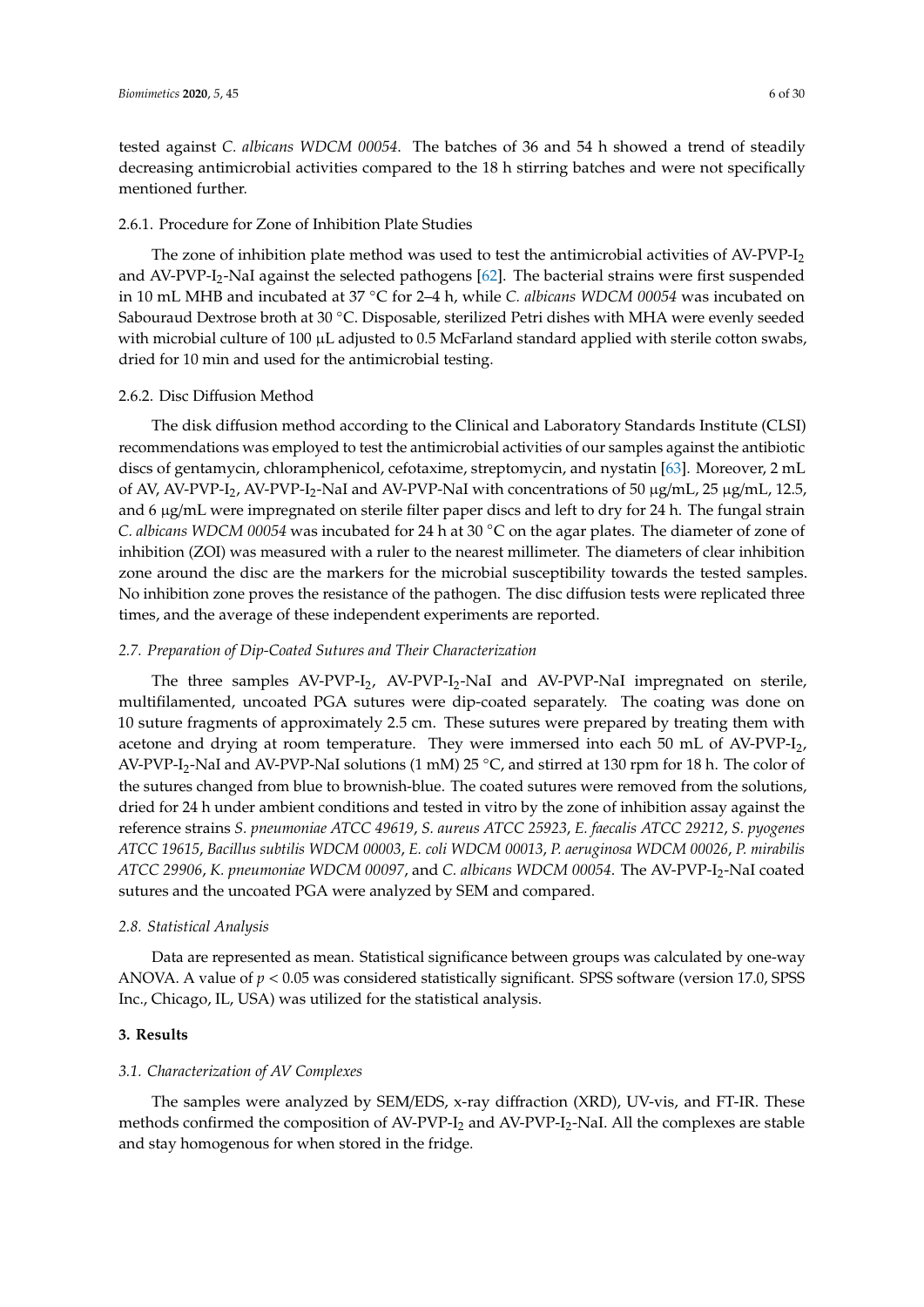tested against *C. albicans WDCM 00054*. The batches of 36 and 54 h showed a trend of steadily decreasing antimicrobial activities compared to the 18 h stirring batches and were not specifically mentioned further.

#### 2.6.1. Procedure for Zone of Inhibition Plate Studies

The zone of inhibition plate method was used to test the antimicrobial activities of AV-PVP-$I_2$ and AV-PVP-$I_2$-NaI against the selected pathogens [62]. The bacterial strains were first suspended in 10 mL MHB and incubated at 37 °C for 2–4 h, while *C. albicans WDCM 00054* was incubated on Sabouraud Dextrose broth at 30 °C. Disposable, sterilized Petri dishes with MHA were evenly seeded with microbial culture of 100 µL adjusted to 0.5 McFarland standard applied with sterile cotton swabs, dried for 10 min and used for the antimicrobial testing.

#### 2.6.2. Disc Diffusion Method

The disk diffusion method according to the Clinical and Laboratory Standards Institute (CLSI) recommendations was employed to test the antimicrobial activities of our samples against the antibiotic discs of gentamycin, chloramphenicol, cefotaxime, streptomycin, and nystatin [63]. Moreover, 2 mL of AV, AV-PVP-$I_2$, AV-PVP-$I_2$-NaI and AV-PVP-NaI with concentrations of 50 µg/mL, 25 µg/mL, 12.5, and 6 µg/mL were impregnated on sterile filter paper discs and left to dry for 24 h. The fungal strain *C. albicans WDCM 00054* was incubated for 24 h at 30 °C on the agar plates. The diameter of zone of inhibition (ZOI) was measured with a ruler to the nearest millimeter. The diameters of clear inhibition zone around the disc are the markers for the microbial susceptibility towards the tested samples. No inhibition zone proves the resistance of the pathogen. The disc diffusion tests were replicated three times, and the average of these independent experiments are reported.

### *2.7. Preparation of Dip-Coated Sutures and Their Characterization*

The three samples AV-PVP-$I_2$, AV-PVP-$I_2$-NaI and AV-PVP-NaI impregnated on sterile, multifilamented, uncoated PGA sutures were dip-coated separately. The coating was done on 10 suture fragments of approximately 2.5 cm. These sutures were prepared by treating them with acetone and drying at room temperature. They were immersed into each 50 mL of AV-PVP-$I_2$, AV-PVP-$I_2$-NaI and AV-PVP-NaI solutions (1 mM) 25 °C, and stirred at 130 rpm for 18 h. The color of the sutures changed from blue to brownish-blue. The coated sutures were removed from the solutions, dried for 24 h under ambient conditions and tested in vitro by the zone of inhibition assay against the reference strains *S. pneumoniae ATCC 49619*, *S. aureus ATCC 25923*, *E. faecalis ATCC 29212*, *S. pyogenes ATCC 19615*, *Bacillus subtilis WDCM 00003*, *E. coli WDCM 00013*, *P. aeruginosa WDCM 00026*, *P. mirabilis ATCC 29906*, *K. pneumoniae WDCM 00097*, and *C. albicans WDCM 00054*. The AV-PVP-$I_2$-NaI coated sutures and the uncoated PGA were analyzed by SEM and compared.

### *2.8. Statistical Analysis*

Data are represented as mean. Statistical significance between groups was calculated by one-way ANOVA. A value of $p < 0.05$ was considered statistically significant. SPSS software (version 17.0, SPSS Inc., Chicago, IL, USA) was utilized for the statistical analysis.

## **3. Results**

### *3.1. Characterization of AV Complexes*

The samples were analyzed by SEM/EDS, x-ray diffraction (XRD), UV-vis, and FT-IR. These methods confirmed the composition of AV-PVP-$I_2$ and AV-PVP-$I_2$-NaI. All the complexes are stable and stay homogenous for when stored in the fridge.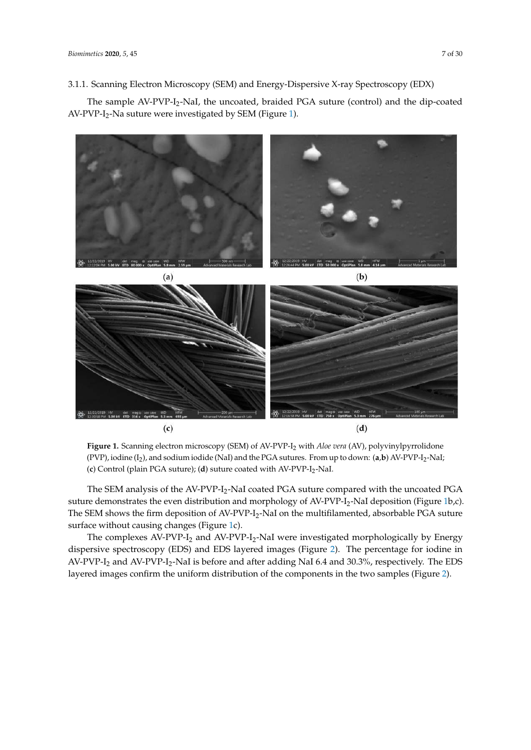### 3.1.1. Scanning Electron Microscopy (SEM) and Energy-Dispersive X-ray Spectroscopy (EDX)

The sample AV-PVP-$I_2$-NaI, the uncoated, braided PGA suture (control) and the dip-coated AV-PVP-$I_2$-Na suture were investigated by SEM (Figure 1).

(a) (b)

(c) (d)

**Figure 1.** Scanning electron microscopy (SEM) of AV-PVP-$I_2$ with *Aloe vera* (AV), polyvinylpyrrolidone (PVP), iodine ($I_2$), and sodium iodide (NaI) and the PGA sutures. From up to down: (**a**,**b**) AV-PVP-$I_2$-NaI; (**c**) Control (plain PGA suture); (**d**) suture coated with AV-PVP-$I_2$-NaI.

The SEM analysis of the AV-PVP-$I_2$-NaI coated PGA suture compared with the uncoated PGA suture demonstrates the even distribution and morphology of AV-PVP-$I_2$-NaI deposition (Figure 1b,c). The SEM shows the firm deposition of AV-PVP-$I_2$-NaI on the multifilamented, absorbable PGA suture surface without causing changes (Figure 1c).

The complexes AV-PVP-$I_2$ and AV-PVP-$I_2$-NaI were investigated morphologically by Energy dispersive spectroscopy (EDS) and EDS layered images (Figure 2). The percentage for iodine in AV-PVP-$I_2$ and AV-PVP-$I_2$-NaI is before and after adding NaI 6.4 and 30.3%, respectively. The EDS layered images confirm the uniform distribution of the components in the two samples (Figure 2).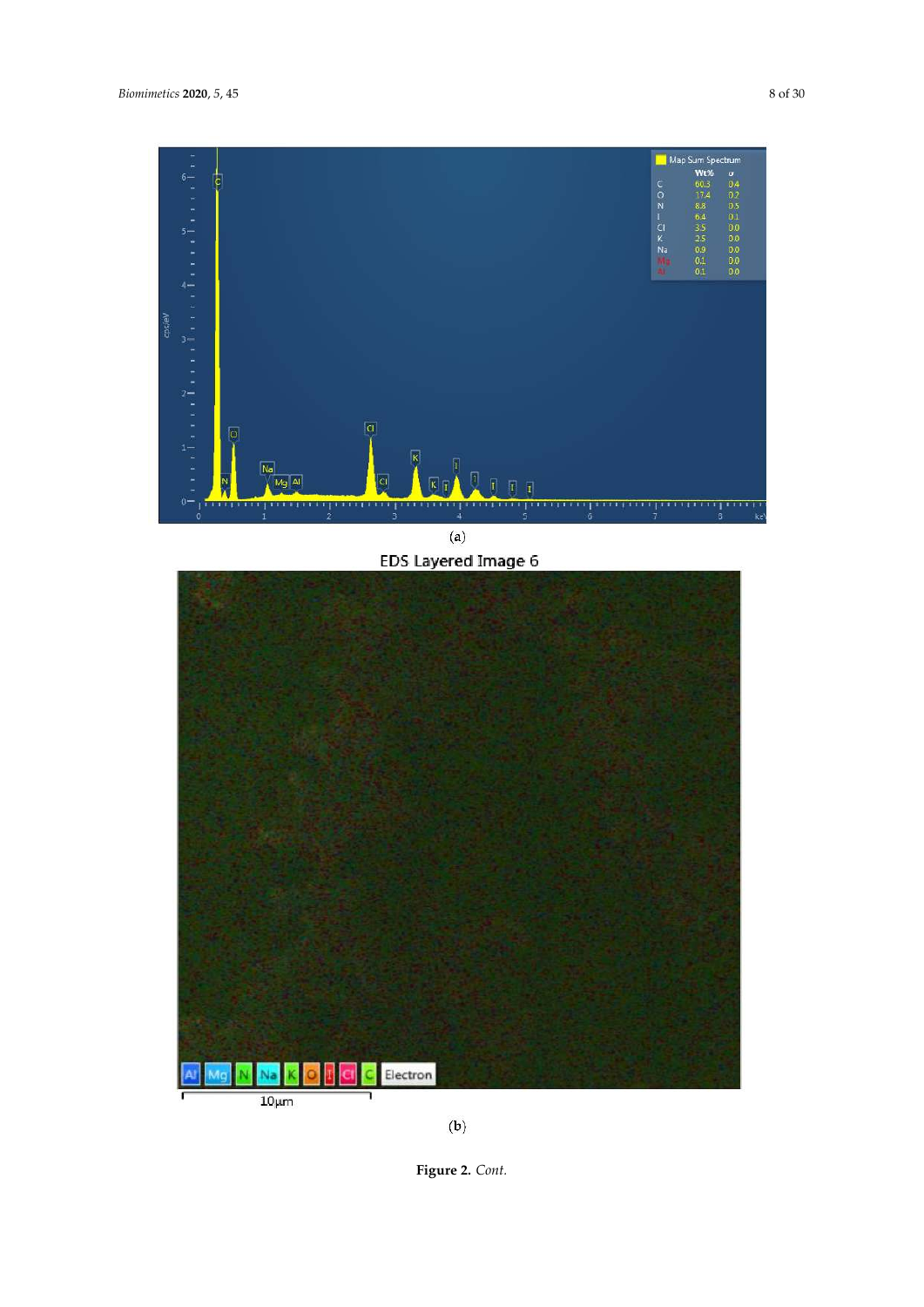(a)

(b)

**Figure 2.** *Cont.*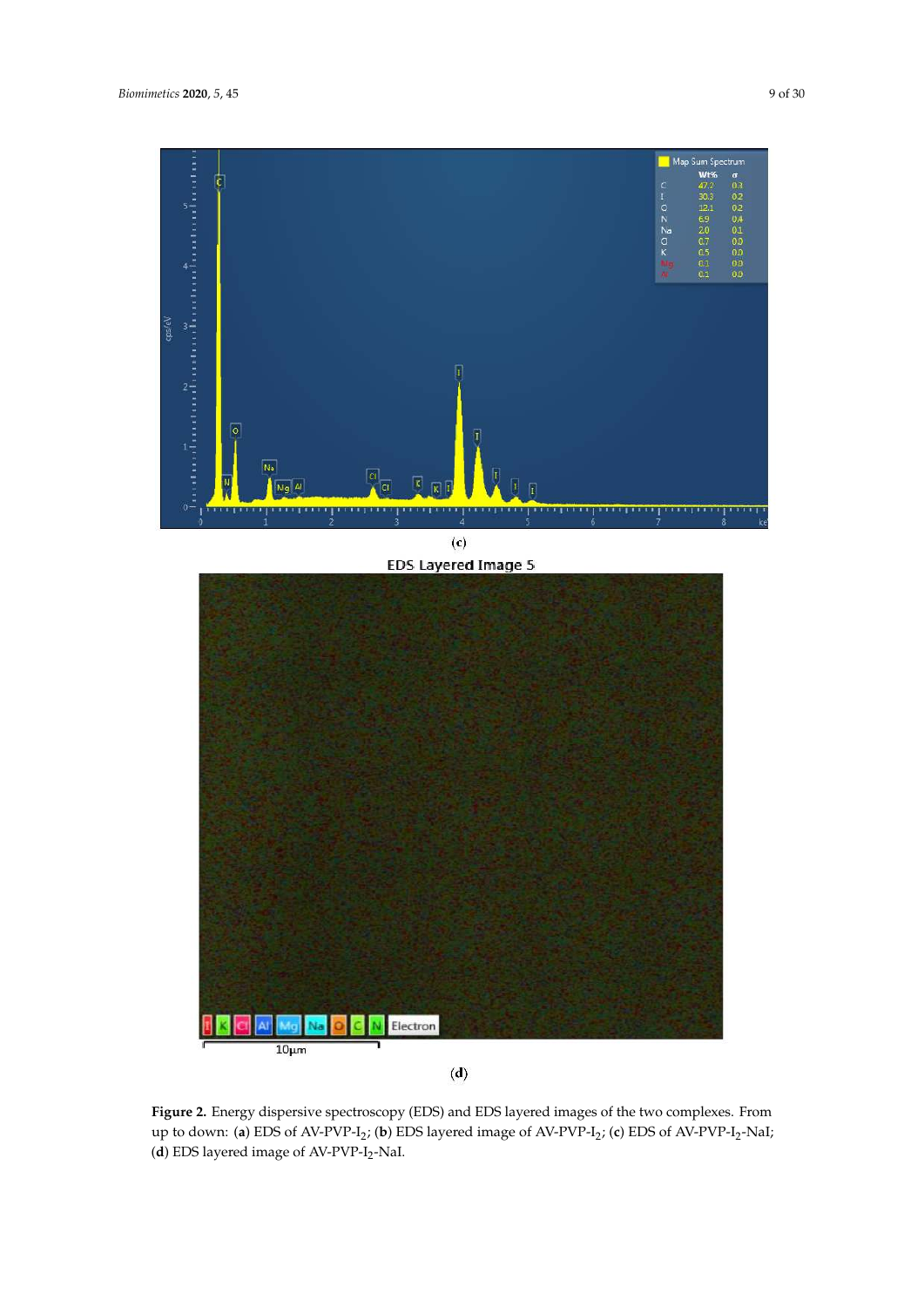(c)

(d)

**Figure 2.** Energy dispersive spectroscopy (EDS) and EDS layered images of the two complexes. From up to down: (**a**) EDS of AV-PVP-$I_2$; (**b**) EDS layered image of AV-PVP-$I_2$; (**c**) EDS of AV-PVP-$I_2$-NaI; (**d**) EDS layered image of AV-PVP-$I_2$-NaI.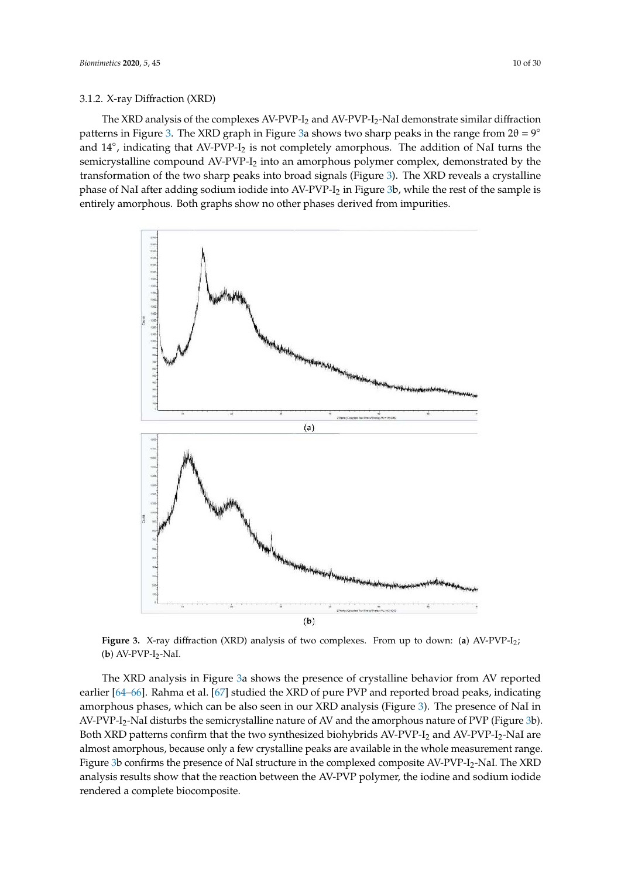### 3.1.2. X-ray Diffraction (XRD)

The XRD analysis of the complexes AV-PVP-$I_2$ and AV-PVP-$I_2$-NaI demonstrate similar diffraction patterns in Figure 3. The XRD graph in Figure 3a shows two sharp peaks in the range from $2\theta = 9°$ and $14°$, indicating that AV-PVP-$I_2$ is not completely amorphous. The addition of NaI turns the semicrystalline compound AV-PVP-$I_2$ into an amorphous polymer complex, demonstrated by the transformation of the two sharp peaks into broad signals (Figure 3). The XRD reveals a crystalline phase of NaI after adding sodium iodide into AV-PVP-$I_2$ in Figure 3b, while the rest of the sample is entirely amorphous. Both graphs show no other phases derived from impurities.

(a)

(b)

**Figure 3.** X-ray diffraction (XRD) analysis of two complexes. From up to down: (**a**) AV-PVP-$I_2$; (**b**) AV-PVP-$I_2$-NaI.

The XRD analysis in Figure 3a shows the presence of crystalline behavior from AV reported earlier [64–66]. Rahma et al. [67] studied the XRD of pure PVP and reported broad peaks, indicating amorphous phases, which can be also seen in our XRD analysis (Figure 3). The presence of NaI in AV-PVP-$I_2$-NaI disturbs the semicrystalline nature of AV and the amorphous nature of PVP (Figure 3b). Both XRD patterns confirm that the two synthesized biohybrids AV-PVP-$I_2$ and AV-PVP-$I_2$-NaI are almost amorphous, because only a few crystalline peaks are available in the whole measurement range. Figure 3b confirms the presence of NaI structure in the complexed composite AV-PVP-$I_2$-NaI. The XRD analysis results show that the reaction between the AV-PVP polymer, the iodine and sodium iodide rendered a complete biocomposite.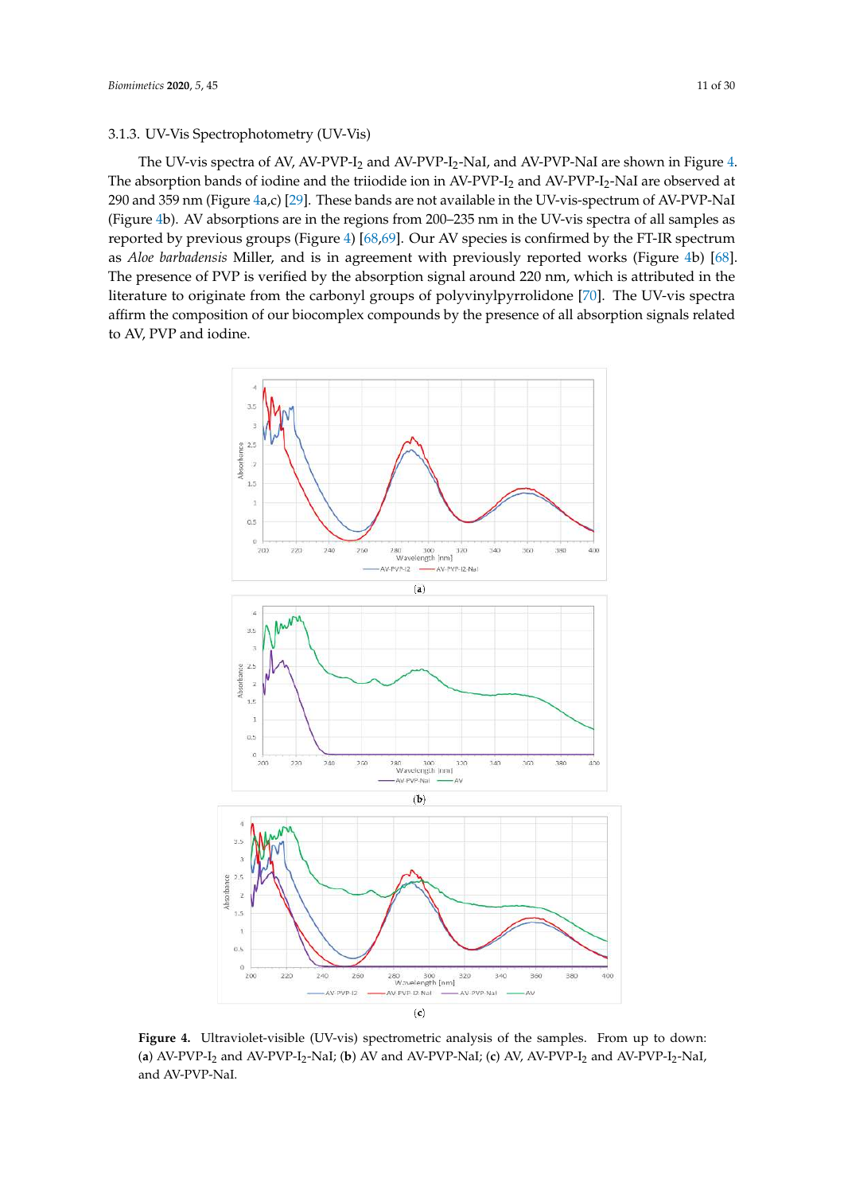### 3.1.3. UV-Vis Spectrophotometry (UV-Vis)

The UV-vis spectra of AV, AV-PVP-$I_2$ and AV-PVP-$I_2$-NaI, and AV-PVP-NaI are shown in Figure 4. The absorption bands of iodine and the triiodide ion in AV-PVP-$I_2$ and AV-PVP-$I_2$-NaI are observed at 290 and 359 nm (Figure 4a,c) [29]. These bands are not available in the UV-vis-spectrum of AV-PVP-NaI (Figure 4b). AV absorptions are in the regions from 200–235 nm in the UV-vis spectra of all samples as reported by previous groups (Figure 4) [68,69]. Our AV species is confirmed by the FT-IR spectrum as *Aloe barbadensis* Miller, and is in agreement with previously reported works (Figure 4b) [68]. The presence of PVP is verified by the absorption signal around 220 nm, which is attributed in the literature to originate from the carbonyl groups of polyvinylpyrrolidone [70]. The UV-vis spectra affirm the composition of our biocomplex compounds by the presence of all absorption signals related to AV, PVP and iodine.

(**a**)

(**b**)

(**c**)

**Figure 4.** Ultraviolet-visible (UV-vis) spectrometric analysis of the samples. From up to down: (**a**) AV-PVP-$I_2$ and AV-PVP-$I_2$-NaI; (**b**) AV and AV-PVP-NaI; (**c**) AV, AV-PVP-$I_2$ and AV-PVP-$I_2$-NaI, and AV-PVP-NaI.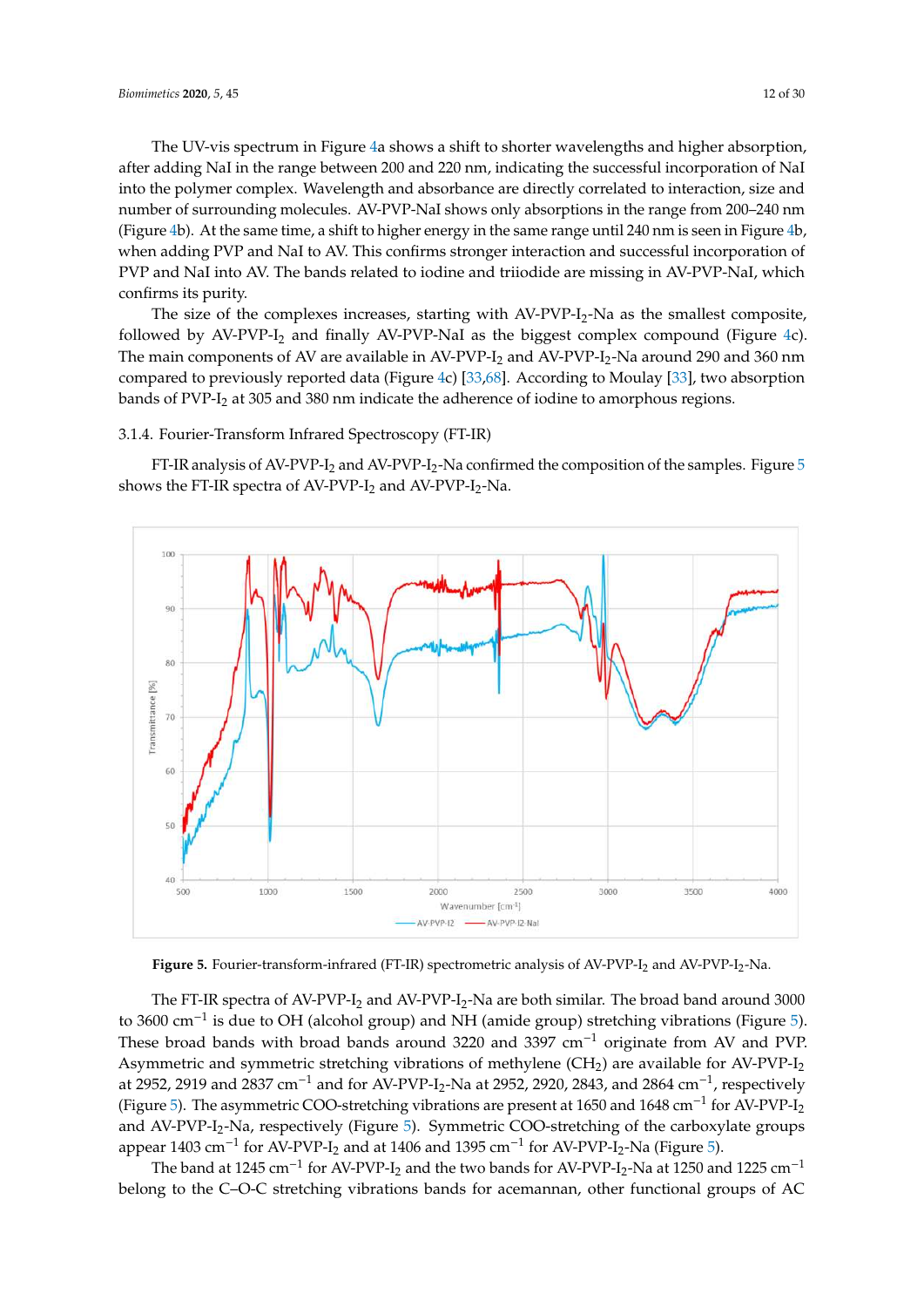The UV-vis spectrum in Figure 4a shows a shift to shorter wavelengths and higher absorption, after adding NaI in the range between 200 and 220 nm, indicating the successful incorporation of NaI into the polymer complex. Wavelength and absorbance are directly correlated to interaction, size and number of surrounding molecules. AV-PVP-NaI shows only absorptions in the range from 200–240 nm (Figure 4b). At the same time, a shift to higher energy in the same range until 240 nm is seen in Figure 4b, when adding PVP and NaI to AV. This confirms stronger interaction and successful incorporation of PVP and NaI into AV. The bands related to iodine and triiodide are missing in AV-PVP-NaI, which confirms its purity.

The size of the complexes increases, starting with AV-PVP-$I_2$-Na as the smallest composite, followed by AV-PVP-$I_2$ and finally AV-PVP-NaI as the biggest complex compound (Figure 4c). The main components of AV are available in AV-PVP-$I_2$ and AV-PVP-$I_2$-Na around 290 and 360 nm compared to previously reported data (Figure 4c) [33,68]. According to Moulay [33], two absorption bands of PVP-$I_2$ at 305 and 380 nm indicate the adherence of iodine to amorphous regions.

### 3.1.4. Fourier-Transform Infrared Spectroscopy (FT-IR)

FT-IR analysis of AV-PVP-$I_2$ and AV-PVP-$I_2$-Na confirmed the composition of the samples. Figure 5 shows the FT-IR spectra of AV-PVP-$I_2$ and AV-PVP-$I_2$-Na.

**Figure 5.** Fourier-transform-infrared (FT-IR) spectrometric analysis of AV-PVP-$I_2$ and AV-PVP-$I_2$-Na.

The FT-IR spectra of AV-PVP-$I_2$ and AV-PVP-$I_2$-Na are both similar. The broad band around 3000 to 3600 $cm^{-1}$ is due to OH (alcohol group) and NH (amide group) stretching vibrations (Figure 5). These broad bands with broad bands around 3220 and 3397 $cm^{-1}$ originate from AV and PVP. Asymmetric and symmetric stretching vibrations of methylene ($CH_2$) are available for AV-PVP-$I_2$ at 2952, 2919 and 2837 $cm^{-1}$ and for AV-PVP-$I_2$-Na at 2952, 2920, 2843, and 2864 $cm^{-1}$, respectively (Figure 5). The asymmetric COO-stretching vibrations are present at 1650 and 1648 $cm^{-1}$ for AV-PVP-$I_2$ and AV-PVP-$I_2$-Na, respectively (Figure 5). Symmetric COO-stretching of the carboxylate groups appear 1403 $cm^{-1}$ for AV-PVP-$I_2$ and at 1406 and 1395 $cm^{-1}$ for AV-PVP-$I_2$-Na (Figure 5).

The band at 1245 $cm^{-1}$ for AV-PVP-$I_2$ and the two bands for AV-PVP-$I_2$-Na at 1250 and 1225 $cm^{-1}$ belong to the C–O-C stretching vibrations bands for acemannan, other functional groups of AC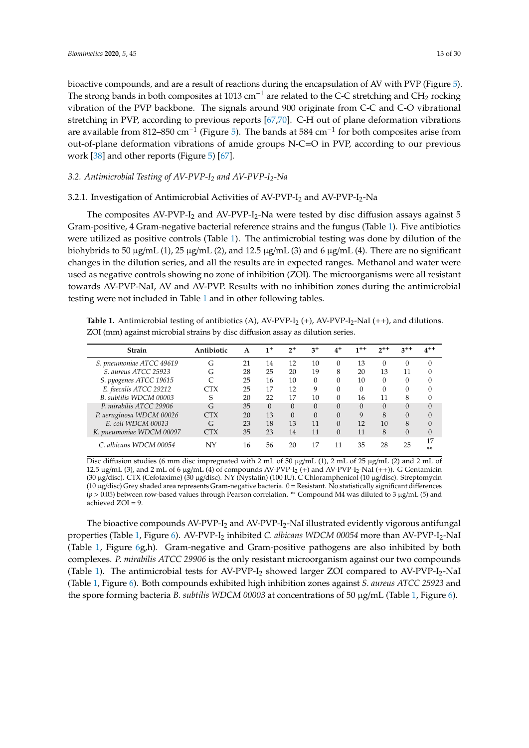bioactive compounds, and are a result of reactions during the encapsulation of AV with PVP (Figure 5). The strong bands in both composites at 1013 $cm^{-1}$ are related to the C-C stretching and $CH_2$ rocking vibration of the PVP backbone. The signals around 900 originate from C-C and C-O vibrational stretching in PVP, according to previous reports [67,70]. C-H out of plane deformation vibrations are available from 812–850 $cm^{-1}$ (Figure 5). The bands at 584 $cm^{-1}$ for both composites arise from out-of-plane deformation vibrations of amide groups N-C=O in PVP, according to our previous work [38] and other reports (Figure 5) [67].

### *3.2. Antimicrobial Testing of AV-PVP-$I_2$ and AV-PVP-$I_2$-Na*

#### 3.2.1. Investigation of Antimicrobial Activities of AV-PVP-$I_2$ and AV-PVP-$I_2$-Na

The composites AV-PVP-$I_2$ and AV-PVP-$I_2$-Na were tested by disc diffusion assays against 5 Gram-positive, 4 Gram-negative bacterial reference strains and the fungus (Table 1). Five antibiotics were utilized as positive controls (Table 1). The antimicrobial testing was done by dilution of the biohybrids to 50 μg/mL (1), 25 μg/mL (2), and 12.5 μg/mL (3) and 6 μg/mL (4). There are no significant changes in the dilution series, and all the results are in expected ranges. Methanol and water were used as negative controls showing no zone of inhibition (ZOI). The microorganisms were all resistant towards AV-PVP-NaI, AV and AV-PVP. Results with no inhibition zones during the antimicrobial testing were not included in Table 1 and in other following tables.

**Table 1.** Antimicrobial testing of antibiotics (A), AV-PVP-$I_2$ (+), AV-PVP-$I_2$-NaI (++), and dilutions. ZOI (mm) against microbial strains by disc diffusion assay as dilution series.

| Strain | Antibiotic | A | $1^+$ | $2^+$ | $3^+$ | $4^+$ | $1^{++}$ | $2^{++}$ | $3^{++}$ | $4^{++}$ |
|---|---|---|---|---|---|---|---|---|---|---|
| *S. pneumoniae ATCC 49619* | G | 21 | 14 | 12 | 10 | 0 | 13 | 0 | 0 | 0 |
| *S. aureus ATCC 25923* | G | 28 | 25 | 20 | 19 | 8 | 20 | 13 | 11 | 0 |
| *S. pyogenes ATCC 19615* | C | 25 | 16 | 10 | 0 | 0 | 10 | 0 | 0 | 0 |
| *E. faecalis ATCC 29212* | CTX | 25 | 17 | 12 | 9 | 0 | 0 | 0 | 0 | 0 |
| *B. subtilis WDCM 00003* | S | 20 | 22 | 17 | 10 | 0 | 16 | 11 | 8 | 0 |
| *P. mirabilis ATCC 29906* | G | 35 | 0 | 0 | 0 | 0 | 0 | 0 | 0 | 0 |
| *P. aeruginosa WDCM 00026* | CTX | 20 | 13 | 0 | 0 | 0 | 9 | 8 | 0 | 0 |
| *E. coli WDCM 00013* | G | 23 | 18 | 13 | 11 | 0 | 12 | 10 | 8 | 0 |
| *K. pneumoniae WDCM 00097* | CTX | 35 | 23 | 14 | 11 | 0 | 11 | 8 | 0 | 0 |
| *C. albicans WDCM 00054* | NY | 16 | 56 | 20 | 17 | 11 | 35 | 28 | 25 | 17 ** |

Disc diffusion studies (6 mm disc impregnated with 2 mL of 50 μg/mL (1), 2 mL of 25 μg/mL (2) and 2 mL of 12.5 μg/mL (3), and 2 mL of 6 μg/mL (4) of compounds AV-PVP-$I_2$ (+) and AV-PVP-$I_2$-NaI (++)). G Gentamicin (30 μg/disc). CTX (Cefotaxime) (30 μg/disc). NY (Nystatin) (100 IU). C Chloramphenicol (10 μg/disc). Streptomycin (10 μg/disc) Grey shaded area represents Gram-negative bacteria. 0 = Resistant. No statistically significant differences ($p > 0.05$) between row-based values through Pearson correlation. ** Compound M4 was diluted to 3 μg/mL (5) and achieved ZOI = 9.

The bioactive compounds AV-PVP-$I_2$ and AV-PVP-$I_2$-NaI illustrated evidently vigorous antifungal properties (Table 1, Figure 6). AV-PVP-$I_2$ inhibited *C. albicans WDCM 00054* more than AV-PVP-$I_2$-NaI (Table 1, Figure 6g,h). Gram-negative and Gram-positive pathogens are also inhibited by both complexes. *P. mirabilis ATCC 29906* is the only resistant microorganism against our two compounds (Table 1). The antimicrobial tests for AV-PVP-$I_2$ showed larger ZOI compared to AV-PVP-$I_2$-NaI (Table 1, Figure 6). Both compounds exhibited high inhibition zones against *S. aureus ATCC 25923* and the spore forming bacteria *B. subtilis WDCM 00003* at concentrations of 50 μg/mL (Table 1, Figure 6).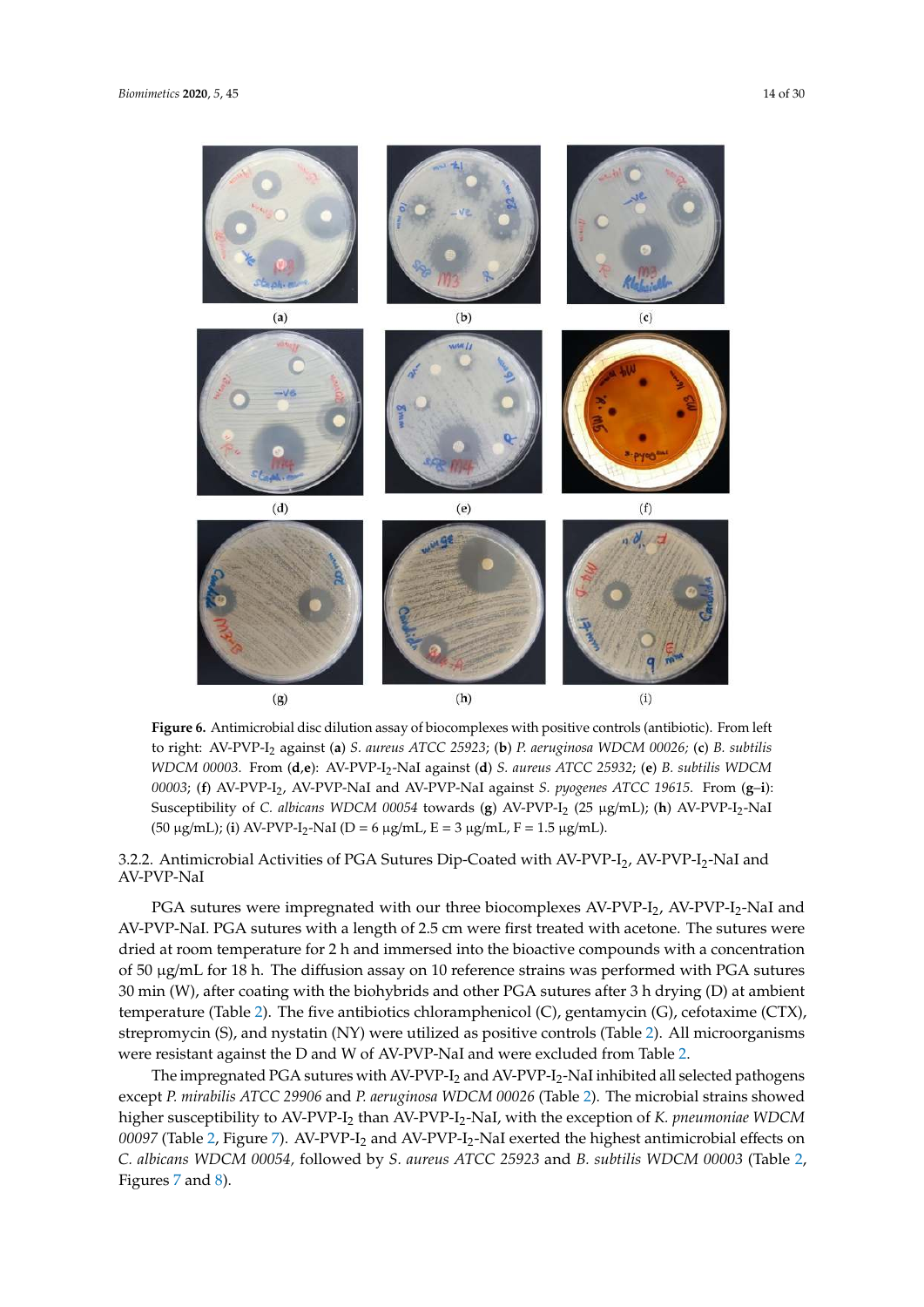**Figure 6.** Antimicrobial disc dilution assay of biocomplexes with positive controls (antibiotic). From left to right: AV-PVP-$I_2$ against (**a**) *S. aureus ATCC 25923*; (**b**) *P. aeruginosa WDCM 00026;* (**c**) *B. subtilis WDCM 00003*. From (**d**,**e**): AV-PVP-$I_2$-NaI against (**d**) *S. aureus ATCC 25932*; (**e**) *B. subtilis WDCM 00003*; (**f**) AV-PVP-$I_2$, AV-PVP-NaI and AV-PVP-NaI against *S. pyogenes ATCC 19615.* From (**g**–**i**): Susceptibility of *C. albicans WDCM 00054* towards (**g**) AV-PVP-$I_2$ (25 µg/mL); (**h**) AV-PVP-$I_2$-NaI (50 µg/mL); (**i**) AV-PVP-$I_2$-NaI (D = 6 µg/mL, E = 3 µg/mL, F = 1.5 µg/mL).

### 3.2.2. Antimicrobial Activities of PGA Sutures Dip-Coated with AV-PVP-$I_2$, AV-PVP-$I_2$-NaI and AV-PVP-NaI

PGA sutures were impregnated with our three biocomplexes AV-PVP-$I_2$, AV-PVP-$I_2$-NaI and AV-PVP-NaI. PGA sutures with a length of 2.5 cm were first treated with acetone. The sutures were dried at room temperature for 2 h and immersed into the bioactive compounds with a concentration of 50 µg/mL for 18 h. The diffusion assay on 10 reference strains was performed with PGA sutures 30 min (W), after coating with the biohybrids and other PGA sutures after 3 h drying (D) at ambient temperature (Table 2). The five antibiotics chloramphenicol (C), gentamycin (G), cefotaxime (CTX), strepromycin (S), and nystatin (NY) were utilized as positive controls (Table 2). All microorganisms were resistant against the D and W of AV-PVP-NaI and were excluded from Table 2.

The impregnated PGA sutures with AV-PVP-$I_2$ and AV-PVP-$I_2$-NaI inhibited all selected pathogens except *P. mirabilis ATCC 29906* and *P. aeruginosa WDCM 00026* (Table 2). The microbial strains showed higher susceptibility to AV-PVP-$I_2$ than AV-PVP-$I_2$-NaI, with the exception of *K. pneumoniae WDCM 00097* (Table 2, Figure 7). AV-PVP-$I_2$ and AV-PVP-$I_2$-NaI exerted the highest antimicrobial effects on *C. albicans WDCM 00054*, followed by *S. aureus ATCC 25923* and *B. subtilis WDCM 00003* (Table 2, Figures 7 and 8).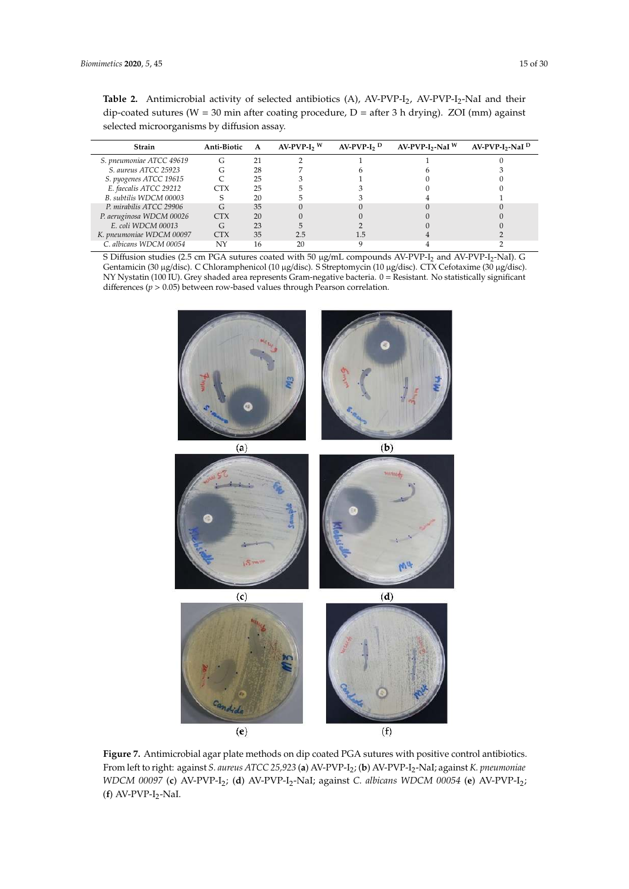**Table 2.** Antimicrobial activity of selected antibiotics (A), AV-PVP-$I_2$, AV-PVP-$I_2$-NaI and their dip-coated sutures (W = 30 min after coating procedure, D = after 3 h drying). ZOI (mm) against selected microorganisms by diffusion assay.

| Strain | Anti-Biotic | A | AV-PVP-$I_2$ $^W$ | AV-PVP-$I_2$ $^D$ | AV-PVP-$I_2$-NaI $^W$ | AV-PVP-$I_2$-NaI $^D$ |
|---|---|---|---|---|---|---|
| *S. pneumoniae ATCC 49619* | G | 21 | 2 | 1 | 1 | 0 |
| *S. aureus ATCC 25923* | G | 28 | 7 | 6 | 6 | 3 |
| *S. pyogenes ATCC 19615* | C | 25 | 3 | 1 | 0 | 0 |
| *E. faecalis ATCC 29212* | CTX | 25 | 5 | 3 | 0 | 0 |
| *B. subtilis WDCM 00003* | S | 20 | 5 | 3 | 4 | 1 |
| *P. mirabilis ATCC 29906* | G | 35 | 0 | 0 | 0 | 0 |
| *P. aeruginosa WDCM 00026* | CTX | 20 | 0 | 0 | 0 | 0 |
| *E. coli WDCM 00013* | G | 23 | 5 | 2 | 0 | 0 |
| *K. pneumoniae WDCM 00097* | CTX | 35 | 2.5 | 1.5 | 4 | 2 |
| *C. albicans WDCM 00054* | NY | 16 | 20 | 9 | 4 | 2 |

S Diffusion studies (2.5 cm PGA sutures coated with 50 μg/mL compounds AV-PVP-$I_2$ and AV-PVP-$I_2$-NaI). G Gentamicin (30 μg/disc). C Chloramphenicol (10 μg/disc). S Streptomycin (10 μg/disc). CTX Cefotaxime (30 μg/disc). NY Nystatin (100 IU). Grey shaded area represents Gram-negative bacteria. 0 = Resistant. No statistically significant differences ($p > 0.05$) between row-based values through Pearson correlation.

**Figure 7.** Antimicrobial agar plate methods on dip coated PGA sutures with positive control antibiotics. From left to right: against *S. aureus ATCC 25,923* (**a**) AV-PVP-$I_2$; (**b**) AV-PVP-$I_2$-NaI; against *K. pneumoniae WDCM 00097* (**c**) AV-PVP-$I_2$; (**d**) AV-PVP-$I_2$-NaI; against *C. albicans WDCM 00054* (**e**) AV-PVP-$I_2$; (**f**) AV-PVP-$I_2$-NaI.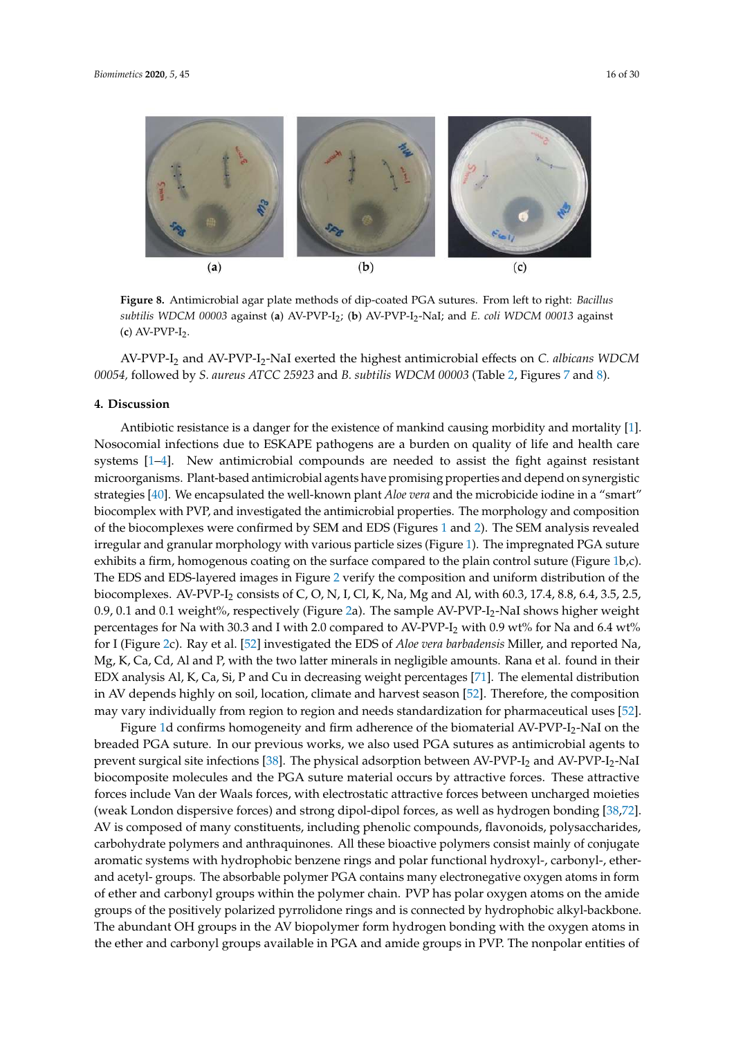**Figure 8.** Antimicrobial agar plate methods of dip-coated PGA sutures. From left to right: *Bacillus subtilis WDCM 00003* against (**a**) AV-PVP-$I_2$; (**b**) AV-PVP-$I_2$-NaI; and *E. coli WDCM 00013* against (**c**) AV-PVP-$I_2$.

AV-PVP-$I_2$ and AV-PVP-$I_2$-NaI exerted the highest antimicrobial effects on *C. albicans WDCM 00054*, followed by *S. aureus ATCC 25923* and *B. subtilis WDCM 00003* (Table 2, Figures 7 and 8).

## 4. Discussion

Antibiotic resistance is a danger for the existence of mankind causing morbidity and mortality [1]. Nosocomial infections due to ESKAPE pathogens are a burden on quality of life and health care systems [1–4]. New antimicrobial compounds are needed to assist the fight against resistant microorganisms. Plant-based antimicrobial agents have promising properties and depend on synergistic strategies [40]. We encapsulated the well-known plant *Aloe vera* and the microbicide iodine in a "smart" biocomplex with PVP, and investigated the antimicrobial properties. The morphology and composition of the biocomplexes were confirmed by SEM and EDS (Figures 1 and 2). The SEM analysis revealed irregular and granular morphology with various particle sizes (Figure 1). The impregnated PGA suture exhibits a firm, homogenous coating on the surface compared to the plain control suture (Figure 1b,c). The EDS and EDS-layered images in Figure 2 verify the composition and uniform distribution of the biocomplexes. AV-PVP-$I_2$ consists of C, O, N, I, Cl, K, Na, Mg and Al, with 60.3, 17.4, 8.8, 6.4, 3.5, 2.5, 0.9, 0.1 and 0.1 weight%, respectively (Figure 2a). The sample AV-PVP-$I_2$-NaI shows higher weight percentages for Na with 30.3 and I with 2.0 compared to AV-PVP-$I_2$ with 0.9 wt% for Na and 6.4 wt% for I (Figure 2c). Ray et al. [52] investigated the EDS of *Aloe vera barbadensis* Miller, and reported Na, Mg, K, Ca, Cd, Al and P, with the two latter minerals in negligible amounts. Rana et al. found in their EDX analysis Al, K, Ca, Si, P and Cu in decreasing weight percentages [71]. The elemental distribution in AV depends highly on soil, location, climate and harvest season [52]. Therefore, the composition may vary individually from region to region and needs standardization for pharmaceutical uses [52].

Figure 1d confirms homogeneity and firm adherence of the biomaterial AV-PVP-$I_2$-NaI on the breaded PGA suture. In our previous works, we also used PGA sutures as antimicrobial agents to prevent surgical site infections [38]. The physical adsorption between AV-PVP-$I_2$ and AV-PVP-$I_2$-NaI biocomposite molecules and the PGA suture material occurs by attractive forces. These attractive forces include Van der Waals forces, with electrostatic attractive forces between uncharged moieties (weak London dispersive forces) and strong dipol-dipol forces, as well as hydrogen bonding [38,72]. AV is composed of many constituents, including phenolic compounds, flavonoids, polysaccharides, carbohydrate polymers and anthraquinones. All these bioactive polymers consist mainly of conjugate aromatic systems with hydrophobic benzene rings and polar functional hydroxyl-, carbonyl-, ether- and acetyl- groups. The absorbable polymer PGA contains many electronegative oxygen atoms in form of ether and carbonyl groups within the polymer chain. PVP has polar oxygen atoms on the amide groups of the positively polarized pyrrolidone rings and is connected by hydrophobic alkyl-backbone. The abundant OH groups in the AV biopolymer form hydrogen bonding with the oxygen atoms in the ether and carbonyl groups available in PGA and amide groups in PVP. The nonpolar entities of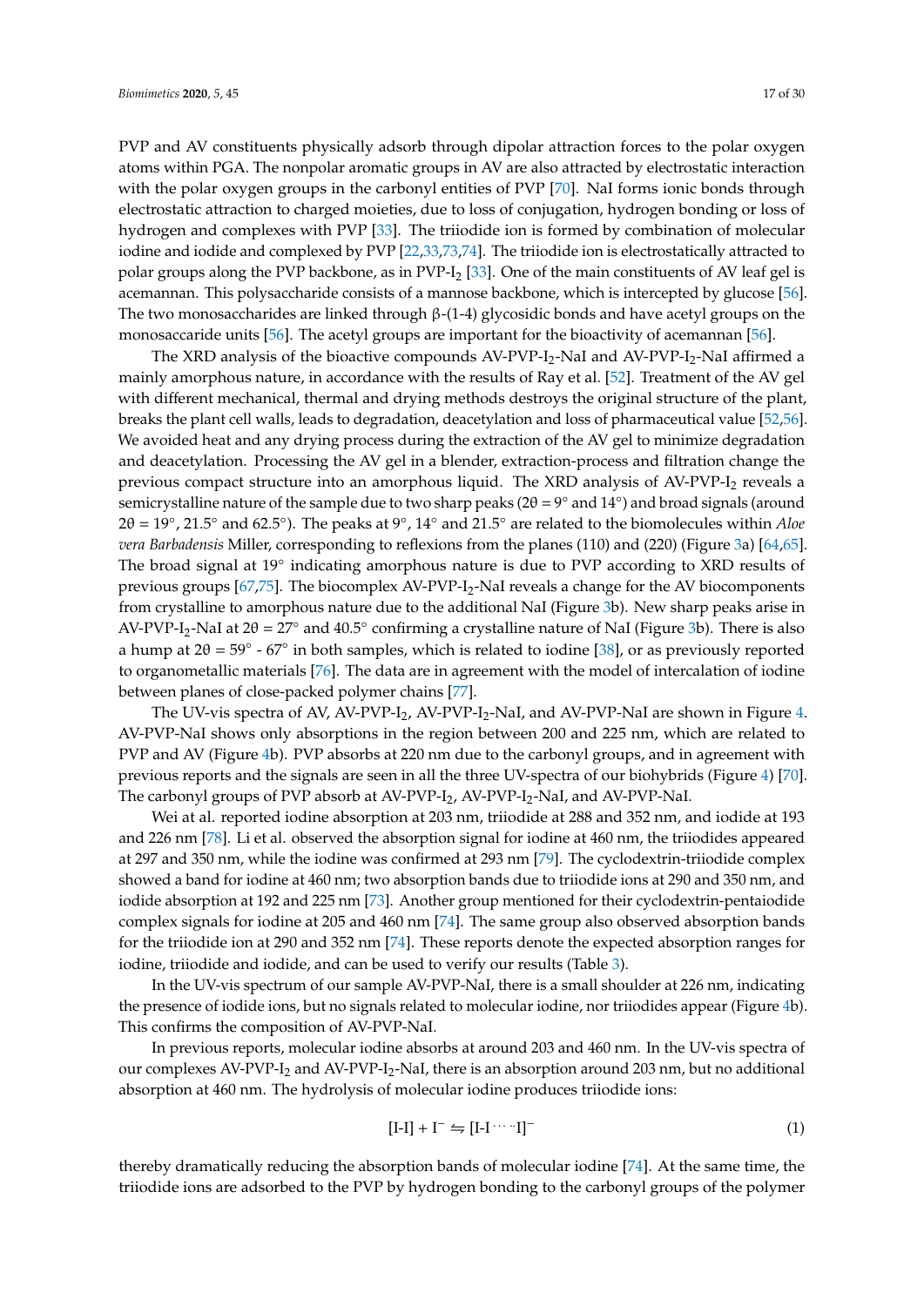PVP and AV constituents physically adsorb through dipolar attraction forces to the polar oxygen atoms within PGA. The nonpolar aromatic groups in AV are also attracted by electrostatic interaction with the polar oxygen groups in the carbonyl entities of PVP [70]. NaI forms ionic bonds through electrostatic attraction to charged moieties, due to loss of conjugation, hydrogen bonding or loss of hydrogen and complexes with PVP [33]. The triiodide ion is formed by combination of molecular iodine and iodide and complexed by PVP [22,33,73,74]. The triiodide ion is electrostatically attracted to polar groups along the PVP backbone, as in PVP-$I_2$ [33]. One of the main constituents of AV leaf gel is acemannan. This polysaccharide consists of a mannose backbone, which is intercepted by glucose [56]. The two monosaccharides are linked through β-(1-4) glycosidic bonds and have acetyl groups on the monosaccharide units [56]. The acetyl groups are important for the bioactivity of acemannan [56].

The XRD analysis of the bioactive compounds AV-PVP-$I_2$-NaI and AV-PVP-$I_2$-NaI affirmed a mainly amorphous nature, in accordance with the results of Ray et al. [52]. Treatment of the AV gel with different mechanical, thermal and drying methods destroys the original structure of the plant, breaks the plant cell walls, leads to degradation, deacetylation and loss of pharmaceutical value [52,56]. We avoided heat and any drying process during the extraction of the AV gel to minimize degradation and deacetylation. Processing the AV gel in a blender, extraction-process and filtration change the previous compact structure into an amorphous liquid. The XRD analysis of AV-PVP-$I_2$ reveals a semicrystalline nature of the sample due to two sharp peaks (2θ = 9° and 14°) and broad signals (around 2θ = 19°, 21.5° and 62.5°). The peaks at 9°, 14° and 21.5° are related to the biomolecules within *Aloe vera Barbadensis* Miller, corresponding to reflexions from the planes (110) and (220) (Figure 3a) [64,65]. The broad signal at 19° indicating amorphous nature is due to PVP according to XRD results of previous groups [67,75]. The biocomplex AV-PVP-$I_2$-NaI reveals a change for the AV biocomponents from crystalline to amorphous nature due to the additional NaI (Figure 3b). New sharp peaks arise in AV-PVP-$I_2$-NaI at 2θ = 27° and 40.5° confirming a crystalline nature of NaI (Figure 3b). There is also a hump at 2θ = 59° - 67° in both samples, which is related to iodine [38], or as previously reported to organometallic materials [76]. The data are in agreement with the model of intercalation of iodine between planes of close-packed polymer chains [77].

The UV-vis spectra of AV, AV-PVP-$I_2$, AV-PVP-$I_2$-NaI, and AV-PVP-NaI are shown in Figure 4. AV-PVP-NaI shows only absorptions in the region between 200 and 225 nm, which are related to PVP and AV (Figure 4b). PVP absorbs at 220 nm due to the carbonyl groups, and in agreement with previous reports and the signals are seen in all the three UV-spectra of our biohybrids (Figure 4) [70]. The carbonyl groups of PVP absorb at AV-PVP-$I_2$, AV-PVP-$I_2$-NaI, and AV-PVP-NaI.

Wei at al. reported iodine absorption at 203 nm, triiodide at 288 and 352 nm, and iodide at 193 and 226 nm [78]. Li et al. observed the absorption signal for iodine at 460 nm, the triiodides appeared at 297 and 350 nm, while the iodine was confirmed at 293 nm [79]. The cyclodextrin-triiodide complex showed a band for iodine at 460 nm; two absorption bands due to triiodide ions at 290 and 350 nm, and iodide absorption at 192 and 225 nm [73]. Another group mentioned for their cyclodextrin-pentaiodide complex signals for iodine at 205 and 460 nm [74]. The same group also observed absorption bands for the triiodide ion at 290 and 352 nm [74]. These reports denote the expected absorption ranges for iodine, triiodide and iodide, and can be used to verify our results (Table 3).

In the UV-vis spectrum of our sample AV-PVP-NaI, there is a small shoulder at 226 nm, indicating the presence of iodide ions, but no signals related to molecular iodine, nor triiodides appear (Figure 4b). This confirms the composition of AV-PVP-NaI.

In previous reports, molecular iodine absorbs at around 203 and 460 nm. In the UV-vis spectra of our complexes AV-PVP-$I_2$ and AV-PVP-$I_2$-NaI, there is an absorption around 203 nm, but no additional absorption at 460 nm. The hydrolysis of molecular iodine produces triiodide ions:

$$[\text{I-I}] + \text{I}^- \leftrightharpoons [\text{I-I}\cdots\text{I}]^- \quad (1)$$

thereby dramatically reducing the absorption bands of molecular iodine [74]. At the same time, the triiodide ions are adsorbed to the PVP by hydrogen bonding to the carbonyl groups of the polymer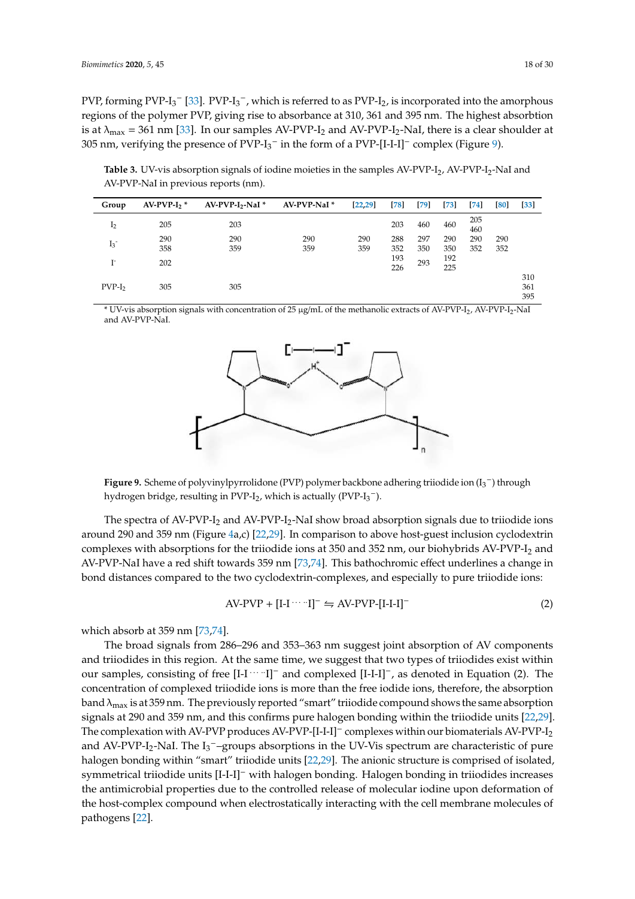PVP, forming $PVP\text{-}I_3^-$ [33]. $PVP\text{-}I_3^-$, which is referred to as $PVP\text{-}I_2$, is incorporated into the amorphous regions of the polymer PVP, giving rise to absorbance at 310, 361 and 395 nm. The highest absorbtion is at $\lambda_{max}$ = 361 nm [33]. In our samples $AV\text{-}PVP\text{-}I_2$ and $AV\text{-}PVP\text{-}I_2$-NaI, there is a clear shoulder at 305 nm, verifying the presence of $PVP\text{-}I_3^-$ in the form of a PVP-$[I\text{-}I\text{-}I]^-$ complex (Figure 9).

**Table 3.** UV-vis absorption signals of iodine moieties in the samples $AV\text{-}PVP\text{-}I_2$, $AV\text{-}PVP\text{-}I_2$-NaI and AV-PVP-NaI in previous reports (nm).

| Group | $AV\text{-}PVP\text{-}I_2$ * | $AV\text{-}PVP\text{-}I_2$-NaI * | AV-PVP-NaI * | [22,29] | [78] | [79] | [73] | [74] | [80] | [33] |
|---|---|---|---|---|---|---|---|---|---|---|
| $I_2$ | 205 | 203 | | | 203 | 460 | 460 | 205<br>460 | | |
| $I_3^-$ | 290<br>358 | 290<br>359 | 290<br>359 | 290<br>359 | 288<br>352 | 297<br>350 | 290<br>350 | 290<br>352 | 290<br>352 | |
| $I^-$ | 202 | | | | 193<br>226 | 293 | 192<br>225 | | | |
| $PVP\text{-}I_2$ | 305 | 305 | | | | | | | | 310<br>361<br>395 |

\* UV-vis absorption signals with concentration of 25 µg/mL of the methanolic extracts of $AV\text{-}PVP\text{-}I_2$, $AV\text{-}PVP\text{-}I_2$-NaI and AV-PVP-NaI.

**Figure 9.** Scheme of polyvinylpyrrolidone (PVP) polymer backbone adhering triiodide ion ($I_3^-$) through hydrogen bridge, resulting in $PVP\text{-}I_2$, which is actually ($PVP\text{-}I_3^-$).

The spectra of $AV\text{-}PVP\text{-}I_2$ and $AV\text{-}PVP\text{-}I_2$-NaI show broad absorption signals due to triiodide ions around 290 and 359 nm (Figure 4a,c) [22,29]. In comparison to above host-guest inclusion cyclodextrin complexes with absorptions for the triiodide ions at 350 and 352 nm, our biohybrids $AV\text{-}PVP\text{-}I_2$ and AV-PVP-NaI have a red shift towards 359 nm [73,74]. This bathochromic effect underlines a change in bond distances compared to the two cyclodextrin-complexes, and especially to pure triiodide ions:

$$\text{AV-PVP} + [\text{I-I}\cdots\text{I}]^- \leftrightharpoons \text{AV-PVP-}[\text{I-I-I}]^- \tag{2}$$

which absorb at 359 nm [73,74].

The broad signals from 286–296 and 353–363 nm suggest joint absorption of AV components and triiodides in this region. At the same time, we suggest that two types of triiodides exist within our samples, consisting of free $[I\text{-}I\cdots I]^-$ and complexed $[I\text{-}I\text{-}I]^-$, as denoted in Equation (2). The concentration of complexed triiodide ions is more than the free iodide ions, therefore, the absorption band $\lambda_{max}$ is at 359 nm. The previously reported "smart" triiodide compound shows the same absorption signals at 290 and 359 nm, and this confirms pure halogen bonding within the triiodide units [22,29]. The complexation with AV-PVP produces AV-PVP-$[I\text{-}I\text{-}I]^-$ complexes within our biomaterials $AV\text{-}PVP\text{-}I_2$ and $AV\text{-}PVP\text{-}I_2$-NaI. The $I_3^-$–groups absorptions in the UV-Vis spectrum are characteristic of pure halogen bonding within "smart" triiodide units [22,29]. The anionic structure is comprised of isolated, symmetrical triiodide units $[I\text{-}I\text{-}I]^-$ with halogen bonding. Halogen bonding in triiodides increases the antimicrobial properties due to the controlled release of molecular iodine upon deformation of the host-complex compound when electrostatically interacting with the cell membrane molecules of pathogens [22].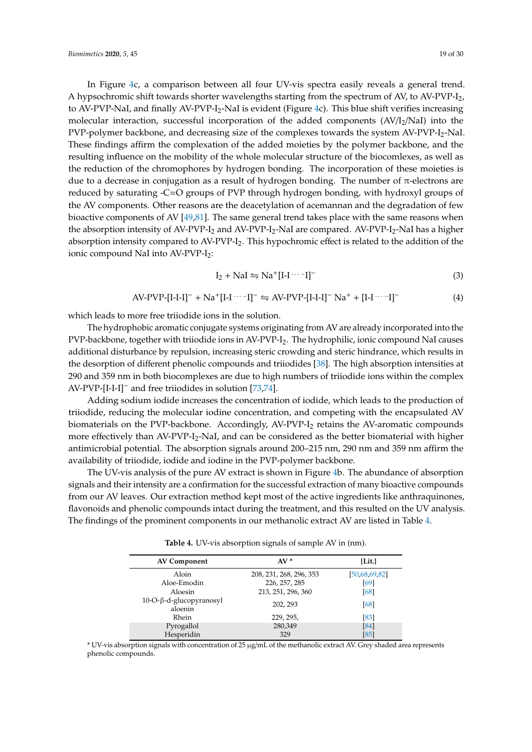In Figure 4c, a comparison between all four UV-vis spectra easily reveals a general trend. A hypsochromic shift towards shorter wavelengths starting from the spectrum of AV, to AV-PVP-$I_2$, to AV-PVP-NaI, and finally AV-PVP-$I_2$-NaI is evident (Figure 4c). This blue shift verifies increasing molecular interaction, successful incorporation of the added components (AV/$I_2$/NaI) into the PVP-polymer backbone, and decreasing size of the complexes towards the system AV-PVP-$I_2$-NaI. These findings affirm the complexation of the added moieties by the polymer backbone, and the resulting influence on the mobility of the whole molecular structure of the biocomlexes, as well as the reduction of the chromophores by hydrogen bonding. The incorporation of these moieties is due to a decrease in conjugation as a result of hydrogen bonding. The number of π-electrons are reduced by saturating -C=O groups of PVP through hydrogen bonding, with hydroxyl groups of the AV components. Other reasons are the deacetylation of acemannan and the degradation of few bioactive components of AV [49,81]. The same general trend takes place with the same reasons when the absorption intensity of AV-PVP-$I_2$ and AV-PVP-$I_2$-NaI are compared. AV-PVP-$I_2$-NaI has a higher absorption intensity compared to AV-PVP-$I_2$. This hypochromic effect is related to the addition of the ionic compound NaI into AV-PVP-$I_2$:

$$I_2 + \text{NaI} \leftrightharpoons \text{Na}^+[\text{I-I} \cdots \text{I}]^- \tag{3}$$

$$\text{AV-PVP-}[\text{I-I-I}]^- + \text{Na}^+[\text{I-I} \cdots \text{I}]^- \leftrightharpoons \text{AV-PVP-}[\text{I-I-I}]^- \,\text{Na}^+ + [\text{I-I} \cdots \text{I}]^- \tag{4}$$

which leads to more free triiodide ions in the solution.

The hydrophobic aromatic conjugate systems originating from AV are already incorporated into the PVP-backbone, together with triiodide ions in AV-PVP-$I_2$. The hydrophilic, ionic compound NaI causes additional disturbance by repulsion, increasing steric crowding and steric hindrance, which results in the desorption of different phenolic compounds and triiodides [38]. The high absorption intensities at 290 and 359 nm in both biocomplexes are due to high numbers of triiodide ions within the complex AV-PVP-$[\text{I-I-I}]^-$ and free triiodides in solution [73,74].

Adding sodium iodide increases the concentration of iodide, which leads to the production of triiodide, reducing the molecular iodine concentration, and competing with the encapsulated AV biomaterials on the PVP-backbone. Accordingly, AV-PVP-$I_2$ retains the AV-aromatic compounds more effectively than AV-PVP-$I_2$-NaI, and can be considered as the better biomaterial with higher antimicrobial potential. The absorption signals around 200–215 nm, 290 nm and 359 nm affirm the availability of triiodide, iodide and iodine in the PVP-polymer backbone.

The UV-vis analysis of the pure AV extract is shown in Figure 4b. The abundance of absorption signals and their intensity are a confirmation for the successful extraction of many bioactive compounds from our AV leaves. Our extraction method kept most of the active ingredients like anthraquinones, flavonoids and phenolic compounds intact during the treatment, and this resulted on the UV analysis. The findings of the prominent components in our methanolic extract AV are listed in Table 4.

**Table 4.** UV-vis absorption signals of sample AV in (nm).

| AV Component | AV * | [Lit.] |
|---|---|---|
| Aloin | 208, 231, 268, 296, 353 | [50,68,69,82] |
| Aloe-Emodin | 226, 257, 285 | [69] |
| Aloesin | 213, 251, 296, 360 | [68] |
| 10-O-β-d-glucopyranosyl aloenin | 202, 293 | [68] |
| Rhein | 229, 295, | [83] |
| Pyrogallol | 280,349 | [84] |
| Hesperidin | 329 | [85] |

* UV-vis absorption signals with concentration of 25 μg/mL of the methanolic extract AV. Grey shaded area represents phenolic compounds.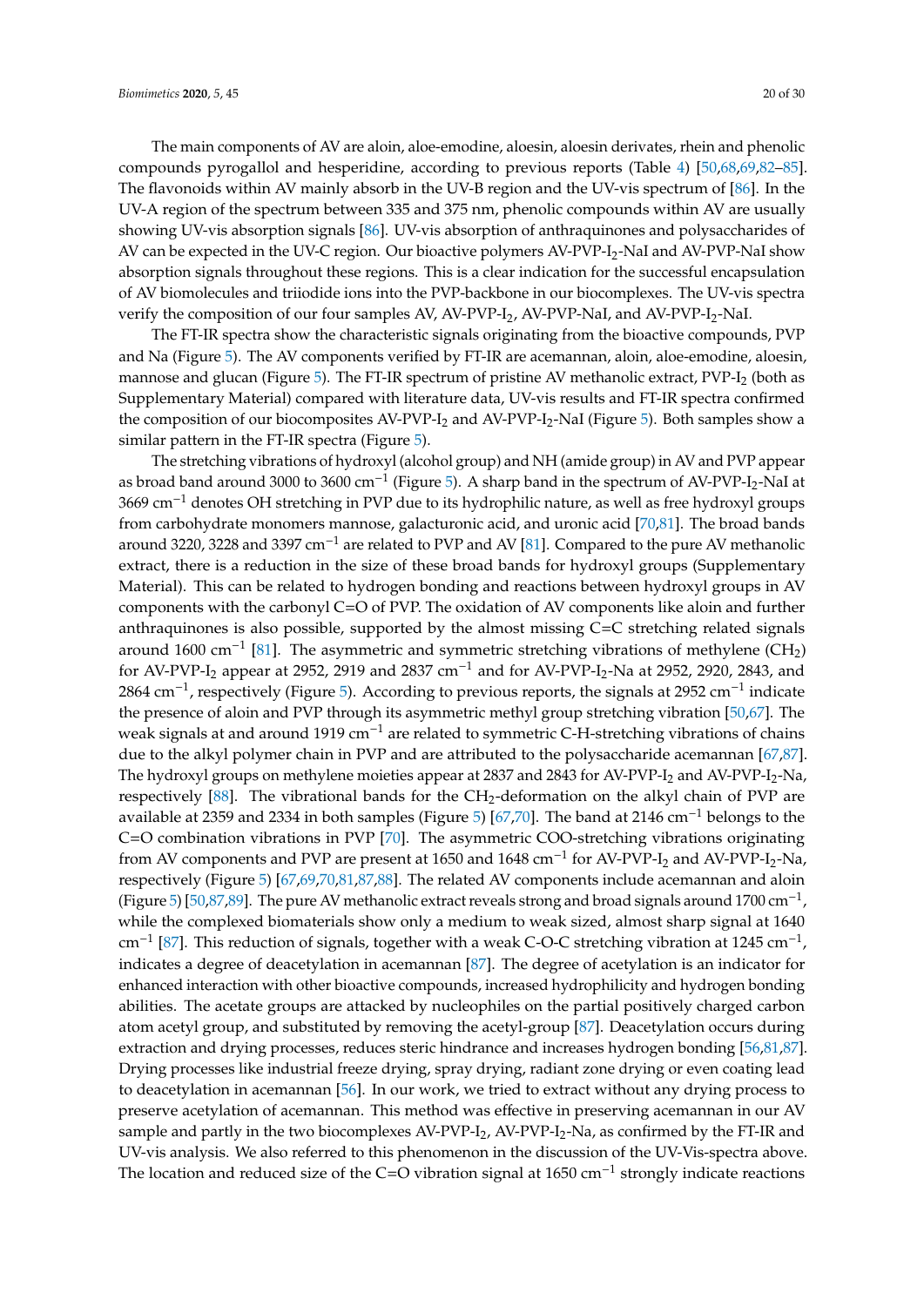The main components of AV are aloin, aloe-emodine, aloesin, aloesin derivates, rhein and phenolic compounds pyrogallol and hesperidine, according to previous reports (Table 4) [50,68,69,82–85]. The flavonoids within AV mainly absorb in the UV-B region and the UV-vis spectrum of [86]. In the UV-A region of the spectrum between 335 and 375 nm, phenolic compounds within AV are usually showing UV-vis absorption signals [86]. UV-vis absorption of anthraquinones and polysaccharides of AV can be expected in the UV-C region. Our bioactive polymers AV-PVP-$I_2$-NaI and AV-PVP-NaI show absorption signals throughout these regions. This is a clear indication for the successful encapsulation of AV biomolecules and triiodide ions into the PVP-backbone in our biocomplexes. The UV-vis spectra verify the composition of our four samples AV, AV-PVP-$I_2$, AV-PVP-NaI, and AV-PVP-$I_2$-NaI.

The FT-IR spectra show the characteristic signals originating from the bioactive compounds, PVP and Na (Figure 5). The AV components verified by FT-IR are acemannan, aloin, aloe-emodine, aloesin, mannose and glucan (Figure 5). The FT-IR spectrum of pristine AV methanolic extract, PVP-$I_2$ (both as Supplementary Material) compared with literature data, UV-vis results and FT-IR spectra confirmed the composition of our biocomposites AV-PVP-$I_2$ and AV-PVP-$I_2$-NaI (Figure 5). Both samples show a similar pattern in the FT-IR spectra (Figure 5).

The stretching vibrations of hydroxyl (alcohol group) and NH (amide group) in AV and PVP appear as broad band around 3000 to 3600 $cm^{-1}$ (Figure 5). A sharp band in the spectrum of AV-PVP-$I_2$-NaI at 3669 $cm^{-1}$ denotes OH stretching in PVP due to its hydrophilic nature, as well as free hydroxyl groups from carbohydrate monomers mannose, galacturonic acid, and uronic acid [70,81]. The broad bands around 3220, 3228 and 3397 $cm^{-1}$ are related to PVP and AV [81]. Compared to the pure AV methanolic extract, there is a reduction in the size of these broad bands for hydroxyl groups (Supplementary Material). This can be related to hydrogen bonding and reactions between hydroxyl groups in AV components with the carbonyl C=O of PVP. The oxidation of AV components like aloin and further anthraquinones is also possible, supported by the almost missing C=C stretching related signals around 1600 $cm^{-1}$ [81]. The asymmetric and symmetric stretching vibrations of methylene ($CH_2$) for AV-PVP-$I_2$ appear at 2952, 2919 and 2837 $cm^{-1}$ and for AV-PVP-$I_2$-Na at 2952, 2920, 2843, and 2864 $cm^{-1}$, respectively (Figure 5). According to previous reports, the signals at 2952 $cm^{-1}$ indicate the presence of aloin and PVP through its asymmetric methyl group stretching vibration [50,67]. The weak signals at and around 1919 $cm^{-1}$ are related to symmetric C-H-stretching vibrations of chains due to the alkyl polymer chain in PVP and are attributed to the polysaccharide acemannan [67,87]. The hydroxyl groups on methylene moieties appear at 2837 and 2843 for AV-PVP-$I_2$ and AV-PVP-$I_2$-Na, respectively [88]. The vibrational bands for the $CH_2$-deformation on the alkyl chain of PVP are available at 2359 and 2334 in both samples (Figure 5) [67,70]. The band at 2146 $cm^{-1}$ belongs to the C=O combination vibrations in PVP [70]. The asymmetric COO-stretching vibrations originating from AV components and PVP are present at 1650 and 1648 $cm^{-1}$ for AV-PVP-$I_2$ and AV-PVP-$I_2$-Na, respectively (Figure 5) [67,69,70,81,87,88]. The related AV components include acemannan and aloin (Figure 5) [50,87,89]. The pure AV methanolic extract reveals strong and broad signals around 1700 $cm^{-1}$, while the complexed biomaterials show only a medium to weak sized, almost sharp signal at 1640 $cm^{-1}$ [87]. This reduction of signals, together with a weak C-O-C stretching vibration at 1245 $cm^{-1}$, indicates a degree of deacetylation in acemannan [87]. The degree of acetylation is an indicator for enhanced interaction with other bioactive compounds, increased hydrophilicity and hydrogen bonding abilities. The acetate groups are attacked by nucleophiles on the partial positively charged carbon atom acetyl group, and substituted by removing the acetyl-group [87]. Deacetylation occurs during extraction and drying processes, reduces steric hindrance and increases hydrogen bonding [56,81,87]. Drying processes like industrial freeze drying, spray drying, radiant zone drying or even coating lead to deacetylation in acemannan [56]. In our work, we tried to extract without any drying process to preserve acetylation of acemannan. This method was effective in preserving acemannan in our AV sample and partly in the two biocomplexes AV-PVP-$I_2$, AV-PVP-$I_2$-Na, as confirmed by the FT-IR and UV-vis analysis. We also referred to this phenomenon in the discussion of the UV-Vis-spectra above. The location and reduced size of the C=O vibration signal at 1650 $cm^{-1}$ strongly indicate reactions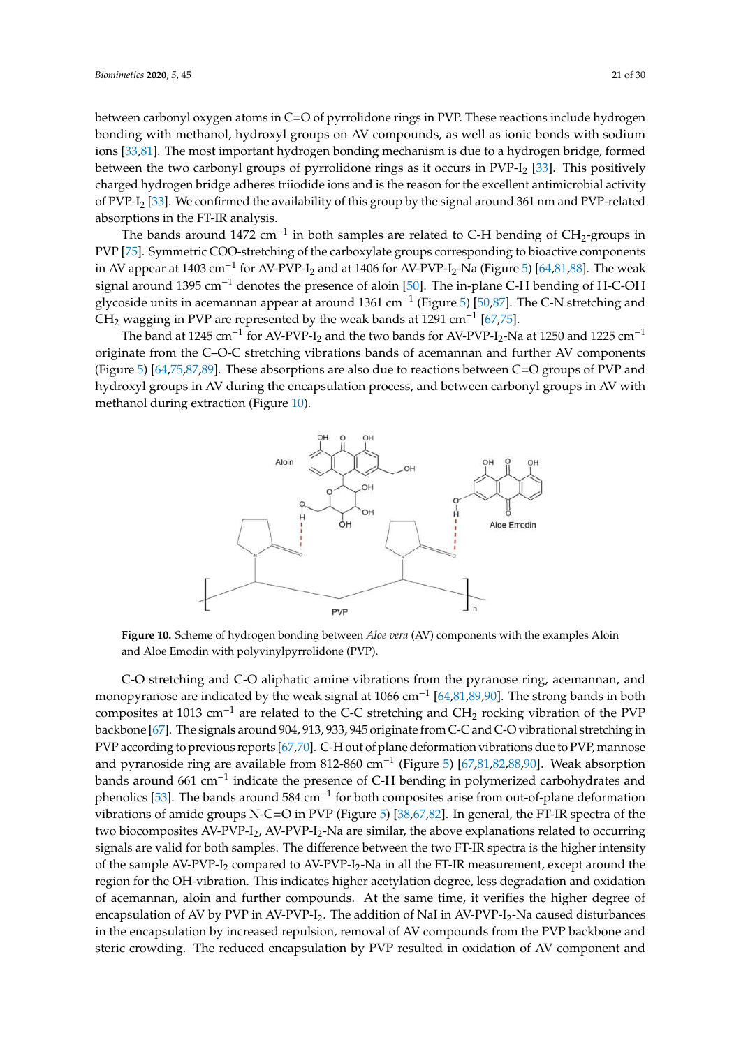between carbonyl oxygen atoms in C=O of pyrrolidone rings in PVP. These reactions include hydrogen bonding with methanol, hydroxyl groups on AV compounds, as well as ionic bonds with sodium ions [33,81]. The most important hydrogen bonding mechanism is due to a hydrogen bridge, formed between the two carbonyl groups of pyrrolidone rings as it occurs in PVP-$I_2$ [33]. This positively charged hydrogen bridge adheres triiodide ions and is the reason for the excellent antimicrobial activity of PVP-$I_2$ [33]. We confirmed the availability of this group by the signal around 361 nm and PVP-related absorptions in the FT-IR analysis.

The bands around 1472 $cm^{-1}$ in both samples are related to C-H bending of $CH_2$-groups in PVP [75]. Symmetric COO-stretching of the carboxylate groups corresponding to bioactive components in AV appear at 1403 $cm^{-1}$ for AV-PVP-$I_2$ and at 1406 for AV-PVP-$I_2$-Na (Figure 5) [64,81,88]. The weak signal around 1395 $cm^{-1}$ denotes the presence of aloin [50]. The in-plane C-H bending of H-C-OH glycoside units in acemannan appear at around 1361 $cm^{-1}$ (Figure 5) [50,87]. The C-N stretching and $CH_2$ wagging in PVP are represented by the weak bands at 1291 $cm^{-1}$ [67,75].

The band at 1245 $cm^{-1}$ for AV-PVP-$I_2$ and the two bands for AV-PVP-$I_2$-Na at 1250 and 1225 $cm^{-1}$ originate from the C–O-C stretching vibrations bands of acemannan and further AV components (Figure 5) [64,75,87,89]. These absorptions are also due to reactions between C=O groups of PVP and hydroxyl groups in AV during the encapsulation process, and between carbonyl groups in AV with methanol during extraction (Figure 10).

**Figure 10.** Scheme of hydrogen bonding between *Aloe vera* (AV) components with the examples Aloin and Aloe Emodin with polyvinylpyrrolidone (PVP).

C-O stretching and C-O aliphatic amine vibrations from the pyranose ring, acemannan, and monopyranose are indicated by the weak signal at 1066 $cm^{-1}$ [64,81,89,90]. The strong bands in both composites at 1013 $cm^{-1}$ are related to the C-C stretching and $CH_2$ rocking vibration of the PVP backbone [67]. The signals around 904, 913, 933, 945 originate from C-C and C-O vibrational stretching in PVP according to previous reports [67,70]. C-H out of plane deformation vibrations due to PVP, mannose and pyranoside ring are available from 812-860 $cm^{-1}$ (Figure 5) [67,81,82,88,90]. Weak absorption bands around 661 $cm^{-1}$ indicate the presence of C-H bending in polymerized carbohydrates and phenolics [53]. The bands around 584 $cm^{-1}$ for both composites arise from out-of-plane deformation vibrations of amide groups N-C=O in PVP (Figure 5) [38,67,82]. In general, the FT-IR spectra of the two biocomposites AV-PVP-$I_2$, AV-PVP-$I_2$-Na are similar, the above explanations related to occurring signals are valid for both samples. The difference between the two FT-IR spectra is the higher intensity of the sample AV-PVP-$I_2$ compared to AV-PVP-$I_2$-Na in all the FT-IR measurement, except around the region for the OH-vibration. This indicates higher acetylation degree, less degradation and oxidation of acemannan, aloin and further compounds. At the same time, it verifies the higher degree of encapsulation of AV by PVP in AV-PVP-$I_2$. The addition of NaI in AV-PVP-$I_2$-Na caused disturbances in the encapsulation by increased repulsion, removal of AV compounds from the PVP backbone and steric crowding. The reduced encapsulation by PVP resulted in oxidation of AV component and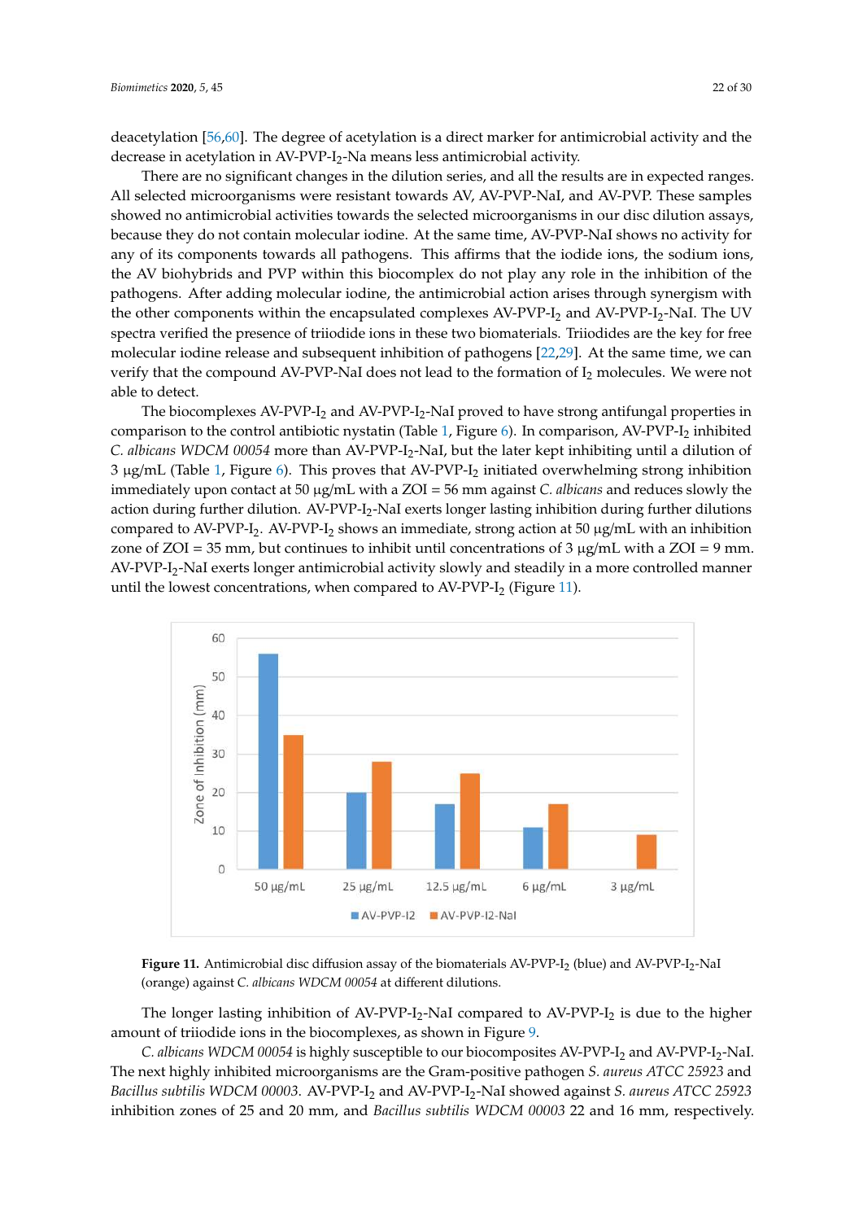deacetylation [56,60]. The degree of acetylation is a direct marker for antimicrobial activity and the decrease in acetylation in AV-PVP-$I_2$-Na means less antimicrobial activity.

There are no significant changes in the dilution series, and all the results are in expected ranges. All selected microorganisms were resistant towards AV, AV-PVP-NaI, and AV-PVP. These samples showed no antimicrobial activities towards the selected microorganisms in our disc dilution assays, because they do not contain molecular iodine. At the same time, AV-PVP-NaI shows no activity for any of its components towards all pathogens. This affirms that the iodide ions, the sodium ions, the AV biohybrids and PVP within this biocomplex do not play any role in the inhibition of the pathogens. After adding molecular iodine, the antimicrobial action arises through synergism with the other components within the encapsulated complexes AV-PVP-$I_2$ and AV-PVP-$I_2$-NaI. The UV spectra verified the presence of triiodide ions in these two biomaterials. Triiodides are the key for free molecular iodine release and subsequent inhibition of pathogens [22,29]. At the same time, we can verify that the compound AV-PVP-NaI does not lead to the formation of $I_2$ molecules. We were not able to detect.

The biocomplexes AV-PVP-$I_2$ and AV-PVP-$I_2$-NaI proved to have strong antifungal properties in comparison to the control antibiotic nystatin (Table 1, Figure 6). In comparison, AV-PVP-$I_2$ inhibited *C. albicans WDCM 00054* more than AV-PVP-$I_2$-NaI, but the later kept inhibiting until a dilution of 3 μg/mL (Table 1, Figure 6). This proves that AV-PVP-$I_2$ initiated overwhelming strong inhibition immediately upon contact at 50 μg/mL with a ZOI = 56 mm against *C. albicans* and reduces slowly the action during further dilution. AV-PVP-$I_2$-NaI exerts longer lasting inhibition during further dilutions compared to AV-PVP-$I_2$. AV-PVP-$I_2$ shows an immediate, strong action at 50 μg/mL with an inhibition zone of ZOI = 35 mm, but continues to inhibit until concentrations of 3 μg/mL with a ZOI = 9 mm. AV-PVP-$I_2$-NaI exerts longer antimicrobial activity slowly and steadily in a more controlled manner until the lowest concentrations, when compared to AV-PVP-$I_2$ (Figure 11).

**Figure 11.** Antimicrobial disc diffusion assay of the biomaterials AV-PVP-$I_2$ (blue) and AV-PVP-$I_2$-NaI (orange) against *C. albicans WDCM 00054* at different dilutions.

The longer lasting inhibition of AV-PVP-$I_2$-NaI compared to AV-PVP-$I_2$ is due to the higher amount of triiodide ions in the biocomplexes, as shown in Figure 9.

*C. albicans WDCM 00054* is highly susceptible to our biocomposites AV-PVP-$I_2$ and AV-PVP-$I_2$-NaI. The next highly inhibited microorganisms are the Gram-positive pathogen *S. aureus ATCC 25923* and *Bacillus subtilis WDCM 00003*. AV-PVP-$I_2$ and AV-PVP-$I_2$-NaI showed against *S. aureus ATCC 25923* inhibition zones of 25 and 20 mm, and *Bacillus subtilis WDCM 00003* 22 and 16 mm, respectively.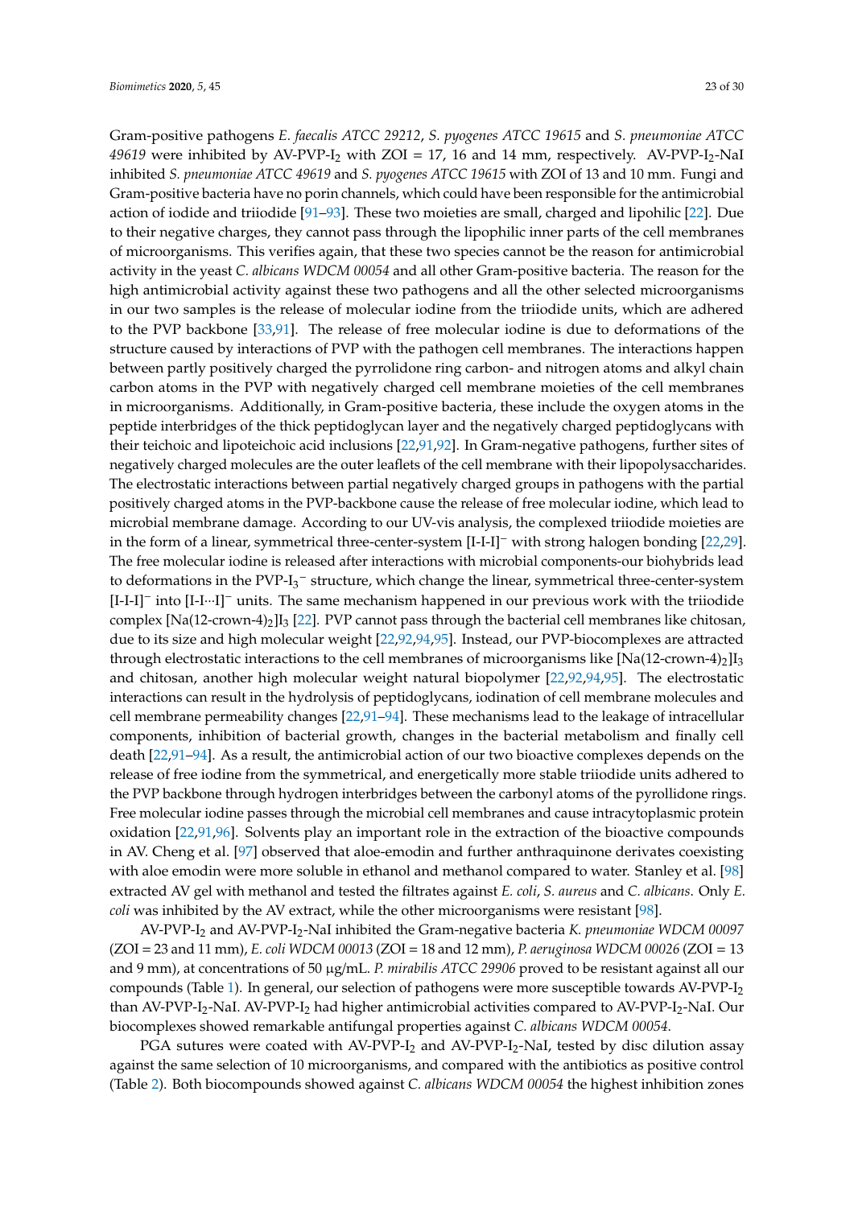Gram-positive pathogens *E. faecalis ATCC 29212*, *S. pyogenes ATCC 19615* and *S. pneumoniae ATCC 49619* were inhibited by AV-PVP-$I_2$ with ZOI = 17, 16 and 14 mm, respectively. AV-PVP-$I_2$-NaI inhibited *S. pneumoniae ATCC 49619* and *S. pyogenes ATCC 19615* with ZOI of 13 and 10 mm. Fungi and Gram-positive bacteria have no porin channels, which could have been responsible for the antimicrobial action of iodide and triiodide [91–93]. These two moieties are small, charged and lipohilic [22]. Due to their negative charges, they cannot pass through the lipophilic inner parts of the cell membranes of microorganisms. This verifies again, that these two species cannot be the reason for antimicrobial activity in the yeast *C. albicans WDCM 00054* and all other Gram-positive bacteria. The reason for the high antimicrobial activity against these two pathogens and all the other selected microorganisms in our two samples is the release of molecular iodine from the triiodide units, which are adhered to the PVP backbone [33,91]. The release of free molecular iodine is due to deformations of the structure caused by interactions of PVP with the pathogen cell membranes. The interactions happen between partly positively charged the pyrrolidone ring carbon- and nitrogen atoms and alkyl chain carbon atoms in the PVP with negatively charged cell membrane moieties of the cell membranes in microorganisms. Additionally, in Gram-positive bacteria, these include the oxygen atoms in the peptide interbridges of the thick peptidoglycan layer and the negatively charged peptidoglycans with their teichoic and lipoteichoic acid inclusions [22,91,92]. In Gram-negative pathogens, further sites of negatively charged molecules are the outer leaflets of the cell membrane with their lipopolysaccharides. The electrostatic interactions between partial negatively charged groups in pathogens with the partial positively charged atoms in the PVP-backbone cause the release of free molecular iodine, which lead to microbial membrane damage. According to our UV-vis analysis, the complexed triiodide moieties are in the form of a linear, symmetrical three-center-system $[I\text{-}I\text{-}I]^-$ with strong halogen bonding [22,29]. The free molecular iodine is released after interactions with microbial components-our biohybrids lead to deformations in the PVP-$I_3^-$ structure, which change the linear, symmetrical three-center-system $[I\text{-}I\text{-}I]^-$ into $[I\text{-}I\cdots I]^-$ units. The same mechanism happened in our previous work with the triiodide complex $[Na(12\text{-crown-}4)_2]I_3$ [22]. PVP cannot pass through the bacterial cell membranes like chitosan, due to its size and high molecular weight [22,92,94,95]. Instead, our PVP-biocomplexes are attracted through electrostatic interactions to the cell membranes of microorganisms like $[Na(12\text{-crown-}4)_2]I_3$ and chitosan, another high molecular weight natural biopolymer [22,92,94,95]. The electrostatic interactions can result in the hydrolysis of peptidoglycans, iodination of cell membrane molecules and cell membrane permeability changes [22,91–94]. These mechanisms lead to the leakage of intracellular components, inhibition of bacterial growth, changes in the bacterial metabolism and finally cell death [22,91–94]. As a result, the antimicrobial action of our two bioactive complexes depends on the release of free iodine from the symmetrical, and energetically more stable triiodide units adhered to the PVP backbone through hydrogen interbridges between the carbonyl atoms of the pyrollidone rings. Free molecular iodine passes through the microbial cell membranes and cause intracytoplasmic protein oxidation [22,91,96]. Solvents play an important role in the extraction of the bioactive compounds in AV. Cheng et al. [97] observed that aloe-emodin and further anthraquinone derivates coexisting with aloe emodin were more soluble in ethanol and methanol compared to water. Stanley et al. [98] extracted AV gel with methanol and tested the filtrates against *E. coli*, *S. aureus* and *C. albicans*. Only *E. coli* was inhibited by the AV extract, while the other microorganisms were resistant [98].

AV-PVP-$I_2$ and AV-PVP-$I_2$-NaI inhibited the Gram-negative bacteria *K. pneumoniae WDCM 00097* (ZOI = 23 and 11 mm), *E. coli WDCM 00013* (ZOI = 18 and 12 mm), *P. aeruginosa WDCM 00026* (ZOI = 13 and 9 mm), at concentrations of 50 μg/mL. *P. mirabilis ATCC 29906* proved to be resistant against all our compounds (Table 1). In general, our selection of pathogens were more susceptible towards AV-PVP-$I_2$ than AV-PVP-$I_2$-NaI. AV-PVP-$I_2$ had higher antimicrobial activities compared to AV-PVP-$I_2$-NaI. Our biocomplexes showed remarkable antifungal properties against *C. albicans WDCM 00054*.

PGA sutures were coated with AV-PVP-$I_2$ and AV-PVP-$I_2$-NaI, tested by disc dilution assay against the same selection of 10 microorganisms, and compared with the antibiotics as positive control (Table 2). Both biocompounds showed against *C. albicans WDCM 00054* the highest inhibition zones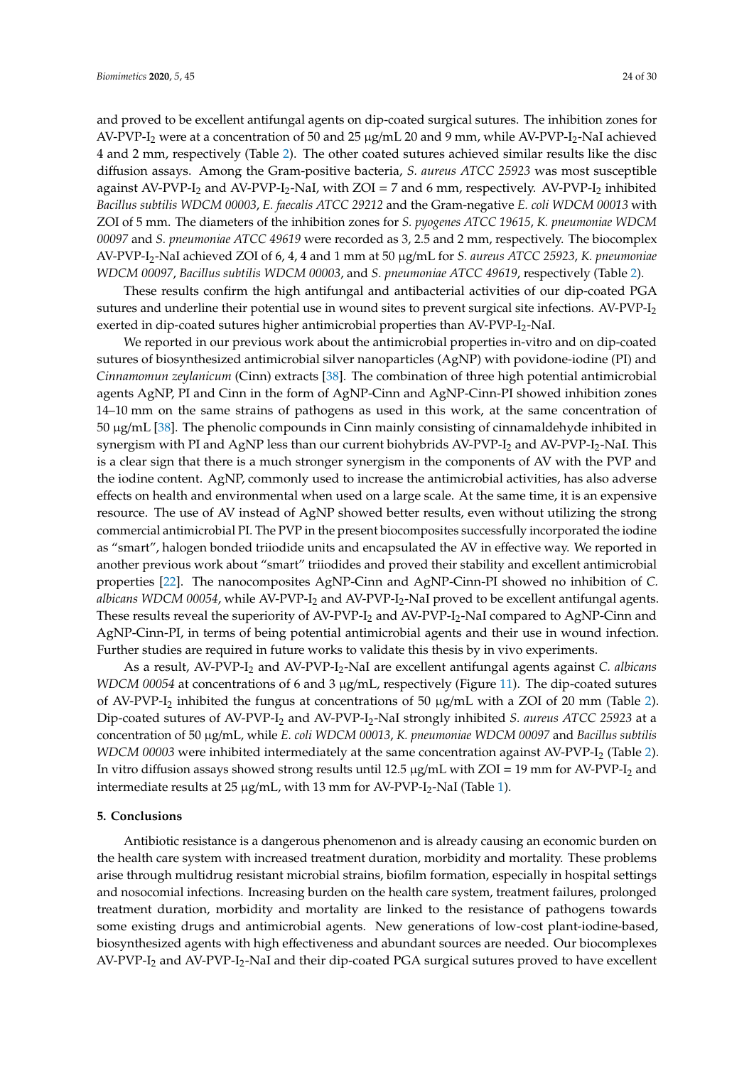and proved to be excellent antifungal agents on dip-coated surgical sutures. The inhibition zones for AV-PVP-$I_2$ were at a concentration of 50 and 25 μg/mL 20 and 9 mm, while AV-PVP-$I_2$-NaI achieved 4 and 2 mm, respectively (Table 2). The other coated sutures achieved similar results like the disc diffusion assays. Among the Gram-positive bacteria, *S. aureus ATCC 25923* was most susceptible against AV-PVP-$I_2$ and AV-PVP-$I_2$-NaI, with ZOI = 7 and 6 mm, respectively. AV-PVP-$I_2$ inhibited *Bacillus subtilis WDCM 00003*, *E. faecalis ATCC 29212* and the Gram-negative *E. coli WDCM 00013* with ZOI of 5 mm. The diameters of the inhibition zones for *S. pyogenes ATCC 19615*, *K. pneumoniae WDCM 00097* and *S. pneumoniae ATCC 49619* were recorded as 3, 2.5 and 2 mm, respectively. The biocomplex AV-PVP-$I_2$-NaI achieved ZOI of 6, 4, 4 and 1 mm at 50 μg/mL for *S. aureus ATCC 25923*, *K. pneumoniae WDCM 00097*, *Bacillus subtilis WDCM 00003*, and *S. pneumoniae ATCC 49619*, respectively (Table 2).

These results confirm the high antifungal and antibacterial activities of our dip-coated PGA sutures and underline their potential use in wound sites to prevent surgical site infections. AV-PVP-$I_2$ exerted in dip-coated sutures higher antimicrobial properties than AV-PVP-$I_2$-NaI.

We reported in our previous work about the antimicrobial properties in-vitro and on dip-coated sutures of biosynthesized antimicrobial silver nanoparticles (AgNP) with povidone-iodine (PI) and *Cinnamomun zeylanicum* (Cinn) extracts [38]. The combination of three high potential antimicrobial agents AgNP, PI and Cinn in the form of AgNP-Cinn and AgNP-Cinn-PI showed inhibition zones 14–10 mm on the same strains of pathogens as used in this work, at the same concentration of 50 μg/mL [38]. The phenolic compounds in Cinn mainly consisting of cinnamaldehyde inhibited in synergism with PI and AgNP less than our current biohybrids AV-PVP-$I_2$ and AV-PVP-$I_2$-NaI. This is a clear sign that there is a much stronger synergism in the components of AV with the PVP and the iodine content. AgNP, commonly used to increase the antimicrobial activities, has also adverse effects on health and environmental when used on a large scale. At the same time, it is an expensive resource. The use of AV instead of AgNP showed better results, even without utilizing the strong commercial antimicrobial PI. The PVP in the present biocomposites successfully incorporated the iodine as "smart", halogen bonded triiodide units and encapsulated the AV in effective way. We reported in another previous work about "smart" triiodides and proved their stability and excellent antimicrobial properties [22]. The nanocomposites AgNP-Cinn and AgNP-Cinn-PI showed no inhibition of *C. albicans WDCM 00054*, while AV-PVP-$I_2$ and AV-PVP-$I_2$-NaI proved to be excellent antifungal agents. These results reveal the superiority of AV-PVP-$I_2$ and AV-PVP-$I_2$-NaI compared to AgNP-Cinn and AgNP-Cinn-PI, in terms of being potential antimicrobial agents and their use in wound infection. Further studies are required in future works to validate this thesis by in vivo experiments.

As a result, AV-PVP-$I_2$ and AV-PVP-$I_2$-NaI are excellent antifungal agents against *C. albicans WDCM 00054* at concentrations of 6 and 3 μg/mL, respectively (Figure 11). The dip-coated sutures of AV-PVP-$I_2$ inhibited the fungus at concentrations of 50 μg/mL with a ZOI of 20 mm (Table 2). Dip-coated sutures of AV-PVP-$I_2$ and AV-PVP-$I_2$-NaI strongly inhibited *S. aureus ATCC 25923* at a concentration of 50 μg/mL, while *E. coli WDCM 00013*, *K. pneumoniae WDCM 00097* and *Bacillus subtilis WDCM 00003* were inhibited intermediately at the same concentration against AV-PVP-$I_2$ (Table 2). In vitro diffusion assays showed strong results until 12.5 μg/mL with ZOI = 19 mm for AV-PVP-$I_2$ and intermediate results at 25 μg/mL, with 13 mm for AV-PVP-$I_2$-NaI (Table 1).

## 5. Conclusions

Antibiotic resistance is a dangerous phenomenon and is already causing an economic burden on the health care system with increased treatment duration, morbidity and mortality. These problems arise through multidrug resistant microbial strains, biofilm formation, especially in hospital settings and nosocomial infections. Increasing burden on the health care system, treatment failures, prolonged treatment duration, morbidity and mortality are linked to the resistance of pathogens towards some existing drugs and antimicrobial agents. New generations of low-cost plant-iodine-based, biosynthesized agents with high effectiveness and abundant sources are needed. Our biocomplexes AV-PVP-$I_2$ and AV-PVP-$I_2$-NaI and their dip-coated PGA surgical sutures proved to have excellent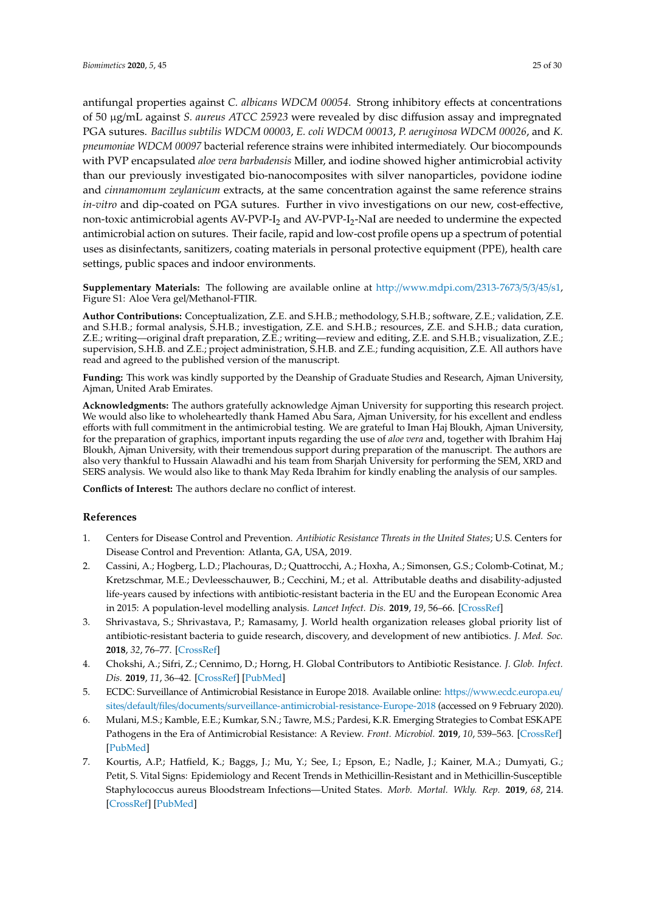antifungal properties against *C. albicans WDCM 00054*. Strong inhibitory effects at concentrations of 50 μg/mL against *S. aureus ATCC 25923* were revealed by disc diffusion assay and impregnated PGA sutures. *Bacillus subtilis WDCM 00003*, *E. coli WDCM 00013*, *P. aeruginosa WDCM 00026*, and *K. pneumoniae WDCM 00097* bacterial reference strains were inhibited intermediately. Our biocompounds with PVP encapsulated *aloe vera barbadensis* Miller, and iodine showed higher antimicrobial activity than our previously investigated bio-nanocomposites with silver nanoparticles, povidone iodine and *cinnamomum zeylanicum* extracts, at the same concentration against the same reference strains *in-vitro* and dip-coated on PGA sutures. Further in vivo investigations on our new, cost-effective, non-toxic antimicrobial agents AV-PVP-$I_2$ and AV-PVP-$I_2$-NaI are needed to undermine the expected antimicrobial action on sutures. Their facile, rapid and low-cost profile opens up a spectrum of potential uses as disinfectants, sanitizers, coating materials in personal protective equipment (PPE), health care settings, public spaces and indoor environments.

**Supplementary Materials:** The following are available online at http://www.mdpi.com/2313-7673/5/3/45/s1, Figure S1: Aloe Vera gel/Methanol-FTIR.

**Author Contributions:** Conceptualization, Z.E. and S.H.B.; methodology, S.H.B.; software, Z.E.; validation, Z.E. and S.H.B.; formal analysis, S.H.B.; investigation, Z.E. and S.H.B.; resources, Z.E. and S.H.B.; data curation, Z.E.; writing—original draft preparation, Z.E.; writing—review and editing, Z.E. and S.H.B.; visualization, Z.E.; supervision, S.H.B. and Z.E.; project administration, S.H.B. and Z.E.; funding acquisition, Z.E. All authors have read and agreed to the published version of the manuscript.

**Funding:** This work was kindly supported by the Deanship of Graduate Studies and Research, Ajman University, Ajman, United Arab Emirates.

**Acknowledgments:** The authors gratefully acknowledge Ajman University for supporting this research project. We would also like to wholeheartedly thank Hamed Abu Sara, Ajman University, for his excellent and endless efforts with full commitment in the antimicrobial testing. We are grateful to Iman Haj Bloukh, Ajman University, for the preparation of graphics, important inputs regarding the use of *aloe vera* and, together with Ibrahim Haj Bloukh, Ajman University, with their tremendous support during preparation of the manuscript. The authors are also very thankful to Hussain Alawadhi and his team from Sharjah University for performing the SEM, XRD and SERS analysis. We would also like to thank May Reda Ibrahim for kindly enabling the analysis of our samples.

**Conflicts of Interest:** The authors declare no conflict of interest.

## References

1. Centers for Disease Control and Prevention. *Antibiotic Resistance Threats in the United States*; U.S. Centers for Disease Control and Prevention: Atlanta, GA, USA, 2019.
2. Cassini, A.; Hogberg, L.D.; Plachouras, D.; Quattrocchi, A.; Hoxha, A.; Simonsen, G.S.; Colomb-Cotinat, M.; Kretzschmar, M.E.; Devleesschauwer, B.; Cecchini, M.; et al. Attributable deaths and disability-adjusted life-years caused by infections with antibiotic-resistant bacteria in the EU and the European Economic Area in 2015: A population-level modelling analysis. *Lancet Infect. Dis.* **2019**, *19*, 56–66. [CrossRef]
3. Shrivastava, S.; Shrivastava, P.; Ramasamy, J. World health organization releases global priority list of antibiotic-resistant bacteria to guide research, discovery, and development of new antibiotics. *J. Med. Soc.* **2018**, *32*, 76–77. [CrossRef]
4. Chokshi, A.; Sifri, Z.; Cennimo, D.; Horng, H. Global Contributors to Antibiotic Resistance. *J. Glob. Infect. Dis.* **2019**, *11*, 36–42. [CrossRef] [PubMed]
5. ECDC: Surveillance of Antimicrobial Resistance in Europe 2018. Available online: https://www.ecdc.europa.eu/sites/default/files/documents/surveillance-antimicrobial-resistance-Europe-2018 (accessed on 9 February 2020).
6. Mulani, M.S.; Kamble, E.E.; Kumkar, S.N.; Tawre, M.S.; Pardesi, K.R. Emerging Strategies to Combat ESKAPE Pathogens in the Era of Antimicrobial Resistance: A Review. *Front. Microbiol.* **2019**, *10*, 539–563. [CrossRef] [PubMed]
7. Kourtis, A.P.; Hatfield, K.; Baggs, J.; Mu, Y.; See, I.; Epson, E.; Nadle, J.; Kainer, M.A.; Dumyati, G.; Petit, S. Vital Signs: Epidemiology and Recent Trends in Methicillin-Resistant and in Methicillin-Susceptible Staphylococcus aureus Bloodstream Infections—United States. *Morb. Mortal. Wkly. Rep.* **2019**, *68*, 214. [CrossRef] [PubMed]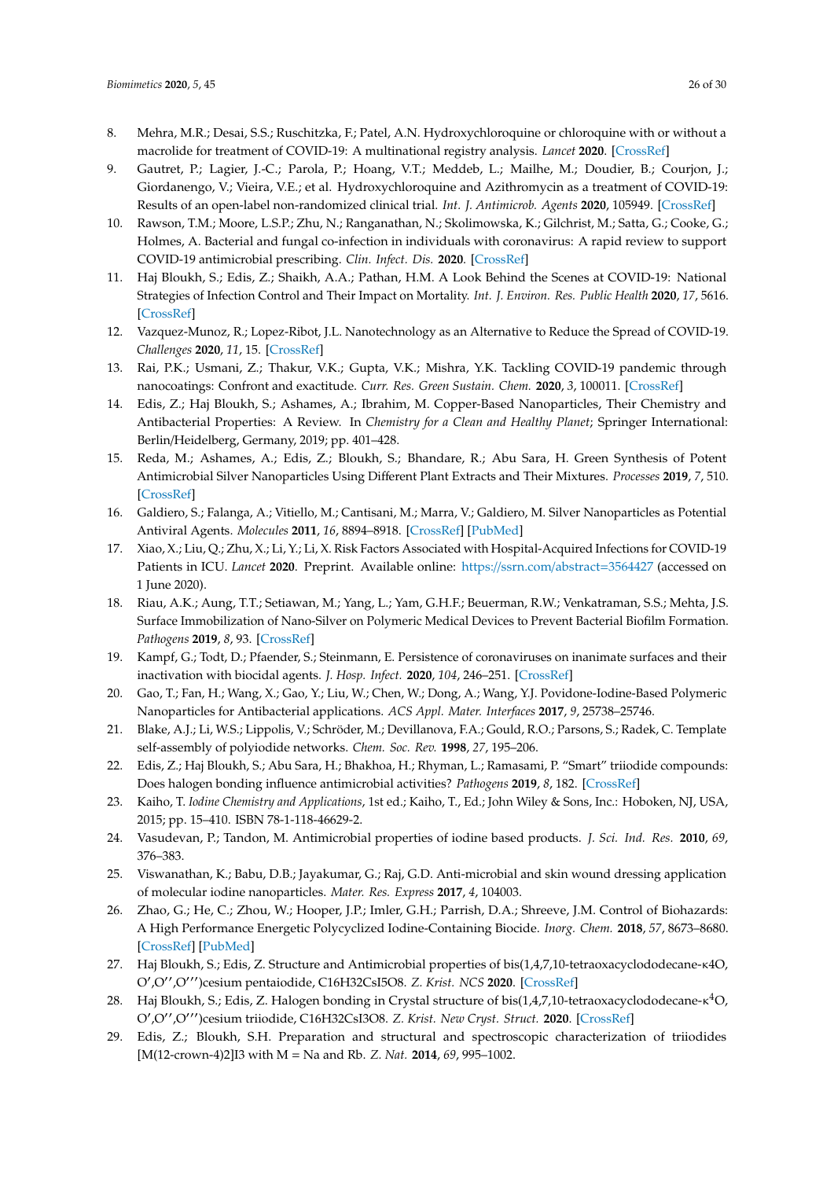8. Mehra, M.R.; Desai, S.S.; Ruschitzka, F.; Patel, A.N. Hydroxychloroquine or chloroquine with or without a macrolide for treatment of COVID-19: A multinational registry analysis. *Lancet* **2020**. [CrossRef]
9. Gautret, P.; Lagier, J.-C.; Parola, P.; Hoang, V.T.; Meddeb, L.; Mailhe, M.; Doudier, B.; Courjon, J.; Giordanengo, V.; Vieira, V.E.; et al. Hydroxychloroquine and Azithromycin as a treatment of COVID-19: Results of an open-label non-randomized clinical trial. *Int. J. Antimicrob. Agents* **2020**, 105949. [CrossRef]
10. Rawson, T.M.; Moore, L.S.P.; Zhu, N.; Ranganathan, N.; Skolimowska, K.; Gilchrist, M.; Satta, G.; Cooke, G.; Holmes, A. Bacterial and fungal co-infection in individuals with coronavirus: A rapid review to support COVID-19 antimicrobial prescribing. *Clin. Infect. Dis.* **2020**. [CrossRef]
11. Haj Bloukh, S.; Edis, Z.; Shaikh, A.A.; Pathan, H.M. A Look Behind the Scenes at COVID-19: National Strategies of Infection Control and Their Impact on Mortality. *Int. J. Environ. Res. Public Health* **2020**, *17*, 5616. [CrossRef]
12. Vazquez-Munoz, R.; Lopez-Ribot, J.L. Nanotechnology as an Alternative to Reduce the Spread of COVID-19. *Challenges* **2020**, *11*, 15. [CrossRef]
13. Rai, P.K.; Usmani, Z.; Thakur, V.K.; Gupta, V.K.; Mishra, Y.K. Tackling COVID-19 pandemic through nanocoatings: Confront and exactitude. *Curr. Res. Green Sustain. Chem.* **2020**, *3*, 100011. [CrossRef]
14. Edis, Z.; Haj Bloukh, S.; Ashames, A.; Ibrahim, M. Copper-Based Nanoparticles, Their Chemistry and Antibacterial Properties: A Review. In *Chemistry for a Clean and Healthy Planet*; Springer International: Berlin/Heidelberg, Germany, 2019; pp. 401–428.
15. Reda, M.; Ashames, A.; Edis, Z.; Bloukh, S.; Bhandare, R.; Abu Sara, H. Green Synthesis of Potent Antimicrobial Silver Nanoparticles Using Different Plant Extracts and Their Mixtures. *Processes* **2019**, *7*, 510. [CrossRef]
16. Galdiero, S.; Falanga, A.; Vitiello, M.; Cantisani, M.; Marra, V.; Galdiero, M. Silver Nanoparticles as Potential Antiviral Agents. *Molecules* **2011**, *16*, 8894–8918. [CrossRef] [PubMed]
17. Xiao, X.; Liu, Q.; Zhu, X.; Li, Y.; Li, X. Risk Factors Associated with Hospital-Acquired Infections for COVID-19 Patients in ICU. *Lancet* **2020**. Preprint. Available online: https://ssrn.com/abstract=3564427 (accessed on 1 June 2020).
18. Riau, A.K.; Aung, T.T.; Setiawan, M.; Yang, L.; Yam, G.H.F.; Beuerman, R.W.; Venkatraman, S.S.; Mehta, J.S. Surface Immobilization of Nano-Silver on Polymeric Medical Devices to Prevent Bacterial Biofilm Formation. *Pathogens* **2019**, *8*, 93. [CrossRef]
19. Kampf, G.; Todt, D.; Pfaender, S.; Steinmann, E. Persistence of coronaviruses on inanimate surfaces and their inactivation with biocidal agents. *J. Hosp. Infect.* **2020**, *104*, 246–251. [CrossRef]
20. Gao, T.; Fan, H.; Wang, X.; Gao, Y.; Liu, W.; Chen, W.; Dong, A.; Wang, Y.J. Povidone-Iodine-Based Polymeric Nanoparticles for Antibacterial applications. *ACS Appl. Mater. Interfaces* **2017**, *9*, 25738–25746.
21. Blake, A.J.; Li, W.S.; Lippolis, V.; Schröder, M.; Devillanova, F.A.; Gould, R.O.; Parsons, S.; Radek, C. Template self-assembly of polyiodide networks. *Chem. Soc. Rev.* **1998**, *27*, 195–206.
22. Edis, Z.; Haj Bloukh, S.; Abu Sara, H.; Bhakhoa, H.; Rhyman, L.; Ramasami, P. "Smart" triiodide compounds: Does halogen bonding influence antimicrobial activities? *Pathogens* **2019**, *8*, 182. [CrossRef]
23. Kaiho, T. *Iodine Chemistry and Applications*, 1st ed.; Kaiho, T., Ed.; John Wiley & Sons, Inc.: Hoboken, NJ, USA, 2015; pp. 15–410. ISBN 78-1-118-46629-2.
24. Vasudevan, P.; Tandon, M. Antimicrobial properties of iodine based products. *J. Sci. Ind. Res.* **2010**, *69*, 376–383.
25. Viswanathan, K.; Babu, D.B.; Jayakumar, G.; Raj, G.D. Anti-microbial and skin wound dressing application of molecular iodine nanoparticles. *Mater. Res. Express* **2017**, *4*, 104003.
26. Zhao, G.; He, C.; Zhou, W.; Hooper, J.P.; Imler, G.H.; Parrish, D.A.; Shreeve, J.M. Control of Biohazards: A High Performance Energetic Polycyclized Iodine-Containing Biocide. *Inorg. Chem.* **2018**, *57*, 8673–8680. [CrossRef] [PubMed]
27. Haj Bloukh, S.; Edis, Z. Structure and Antimicrobial properties of bis(1,4,7,10-tetraoxacyclododecane-κ4O, O′,O′′,O′′′)cesium pentaiodide, C16H32CsI5O8. *Z. Krist. NCS* **2020**. [CrossRef]
28. Haj Bloukh, S.; Edis, Z. Halogen bonding in Crystal structure of bis(1,4,7,10-tetraoxacyclododecane-κ$^4$O, O′,O′′,O′′′)cesium triiodide, C16H32CsI3O8. *Z. Krist. New Cryst. Struct.* **2020**. [CrossRef]
29. Edis, Z.; Bloukh, S.H. Preparation and structural and spectroscopic characterization of triiodides [M(12-crown-4)2]I3 with M = Na and Rb. *Z. Nat.* **2014**, *69*, 995–1002.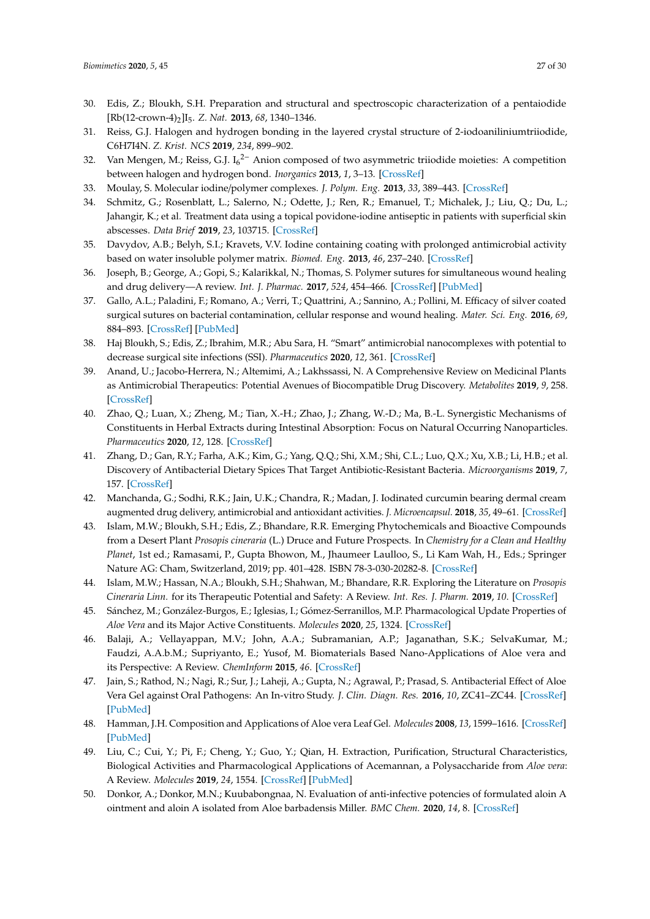30. Edis, Z.; Bloukh, S.H. Preparation and structural and spectroscopic characterization of a pentaiodide [Rb(12-crown-4)$_2$]I$_5$. *Z. Nat.* **2013**, *68*, 1340–1346.
31. Reiss, G.J. Halogen and hydrogen bonding in the layered crystal structure of 2-iodoaniliniumtriiodide, C6H7I4N. *Z. Krist. NCS* **2019**, *234*, 899–902.
32. Van Mengen, M.; Reiss, G.J. $I_6^{2-}$ Anion composed of two asymmetric triiodide moieties: A competition between halogen and hydrogen bond. *Inorganics* **2013**, *1*, 3–13. [CrossRef]
33. Moulay, S. Molecular iodine/polymer complexes. *J. Polym. Eng.* **2013**, *33*, 389–443. [CrossRef]
34. Schmitz, G.; Rosenblatt, L.; Salerno, N.; Odette, J.; Ren, R.; Emanuel, T.; Michalek, J.; Liu, Q.; Du, L.; Jahangir, K.; et al. Treatment data using a topical povidone-iodine antiseptic in patients with superficial skin abscesses. *Data Brief* **2019**, *23*, 103715. [CrossRef]
35. Davydov, A.B.; Belyh, S.I.; Kravets, V.V. Iodine containing coating with prolonged antimicrobial activity based on water insoluble polymer matrix. *Biomed. Eng.* **2013**, *46*, 237–240. [CrossRef]
36. Joseph, B.; George, A.; Gopi, S.; Kalarikkal, N.; Thomas, S. Polymer sutures for simultaneous wound healing and drug delivery—A review. *Int. J. Pharmac.* **2017**, *524*, 454–466. [CrossRef] [PubMed]
37. Gallo, A.L.; Paladini, F.; Romano, A.; Verri, T.; Quattrini, A.; Sannino, A.; Pollini, M. Efficacy of silver coated surgical sutures on bacterial contamination, cellular response and wound healing. *Mater. Sci. Eng.* **2016**, *69*, 884–893. [CrossRef] [PubMed]
38. Haj Bloukh, S.; Edis, Z.; Ibrahim, M.R.; Abu Sara, H. "Smart" antimicrobial nanocomplexes with potential to decrease surgical site infections (SSI). *Pharmaceutics* **2020**, *12*, 361. [CrossRef]
39. Anand, U.; Jacobo-Herrera, N.; Altemimi, A.; Lakhssassi, N. A Comprehensive Review on Medicinal Plants as Antimicrobial Therapeutics: Potential Avenues of Biocompatible Drug Discovery. *Metabolites* **2019**, *9*, 258. [CrossRef]
40. Zhao, Q.; Luan, X.; Zheng, M.; Tian, X.-H.; Zhao, J.; Zhang, W.-D.; Ma, B.-L. Synergistic Mechanisms of Constituents in Herbal Extracts during Intestinal Absorption: Focus on Natural Occurring Nanoparticles. *Pharmaceutics* **2020**, *12*, 128. [CrossRef]
41. Zhang, D.; Gan, R.Y.; Farha, A.K.; Kim, G.; Yang, Q.Q.; Shi, X.M.; Shi, C.L.; Luo, Q.X.; Xu, X.B.; Li, H.B.; et al. Discovery of Antibacterial Dietary Spices That Target Antibiotic-Resistant Bacteria. *Microorganisms* **2019**, *7*, 157. [CrossRef]
42. Manchanda, G.; Sodhi, R.K.; Jain, U.K.; Chandra, R.; Madan, J. Iodinated curcumin bearing dermal cream augmented drug delivery, antimicrobial and antioxidant activities. *J. Microencapsul.* **2018**, *35*, 49–61. [CrossRef]
43. Islam, M.W.; Bloukh, S.H.; Edis, Z.; Bhandare, R.R. Emerging Phytochemicals and Bioactive Compounds from a Desert Plant *Prosopis cineraria* (L.) Druce and Future Prospects. In *Chemistry for a Clean and Healthy Planet*, 1st ed.; Ramasami, P., Gupta Bhowon, M., Jhaumeer Laulloo, S., Li Kam Wah, H., Eds.; Springer Nature AG: Cham, Switzerland, 2019; pp. 401–428. ISBN 78-3-030-20282-8. [CrossRef]
44. Islam, M.W.; Hassan, N.A.; Bloukh, S.H.; Shahwan, M.; Bhandare, R.R. Exploring the Literature on *Prosopis Cineraria Linn.* for its Therapeutic Potential and Safety: A Review. *Int. Res. J. Pharm.* **2019**, *10*. [CrossRef]
45. Sánchez, M.; González-Burgos, E.; Iglesias, I.; Gómez-Serranillos, M.P. Pharmacological Update Properties of *Aloe Vera* and its Major Active Constituents. *Molecules* **2020**, *25*, 1324. [CrossRef]
46. Balaji, A.; Vellayappan, M.V.; John, A.A.; Subramanian, A.P.; Jaganathan, S.K.; SelvaKumar, M.; Faudzi, A.A.b.M.; Supriyanto, E.; Yusof, M. Biomaterials Based Nano-Applications of Aloe vera and its Perspective: A Review. *ChemInform* **2015**, *46*. [CrossRef]
47. Jain, S.; Rathod, N.; Nagi, R.; Sur, J.; Laheji, A.; Gupta, N.; Agrawal, P.; Prasad, S. Antibacterial Effect of Aloe Vera Gel against Oral Pathogens: An In-vitro Study. *J. Clin. Diagn. Res.* **2016**, *10*, ZC41–ZC44. [CrossRef] [PubMed]
48. Hamman, J.H. Composition and Applications of Aloe vera Leaf Gel. *Molecules* **2008**, *13*, 1599–1616. [CrossRef] [PubMed]
49. Liu, C.; Cui, Y.; Pi, F.; Cheng, Y.; Guo, Y.; Qian, H. Extraction, Purification, Structural Characteristics, Biological Activities and Pharmacological Applications of Acemannan, a Polysaccharide from *Aloe vera*: A Review. *Molecules* **2019**, *24*, 1554. [CrossRef] [PubMed]
50. Donkor, A.; Donkor, M.N.; Kuubabongnaa, N. Evaluation of anti-infective potencies of formulated aloin A ointment and aloin A isolated from Aloe barbadensis Miller. *BMC Chem.* **2020**, *14*, 8. [CrossRef]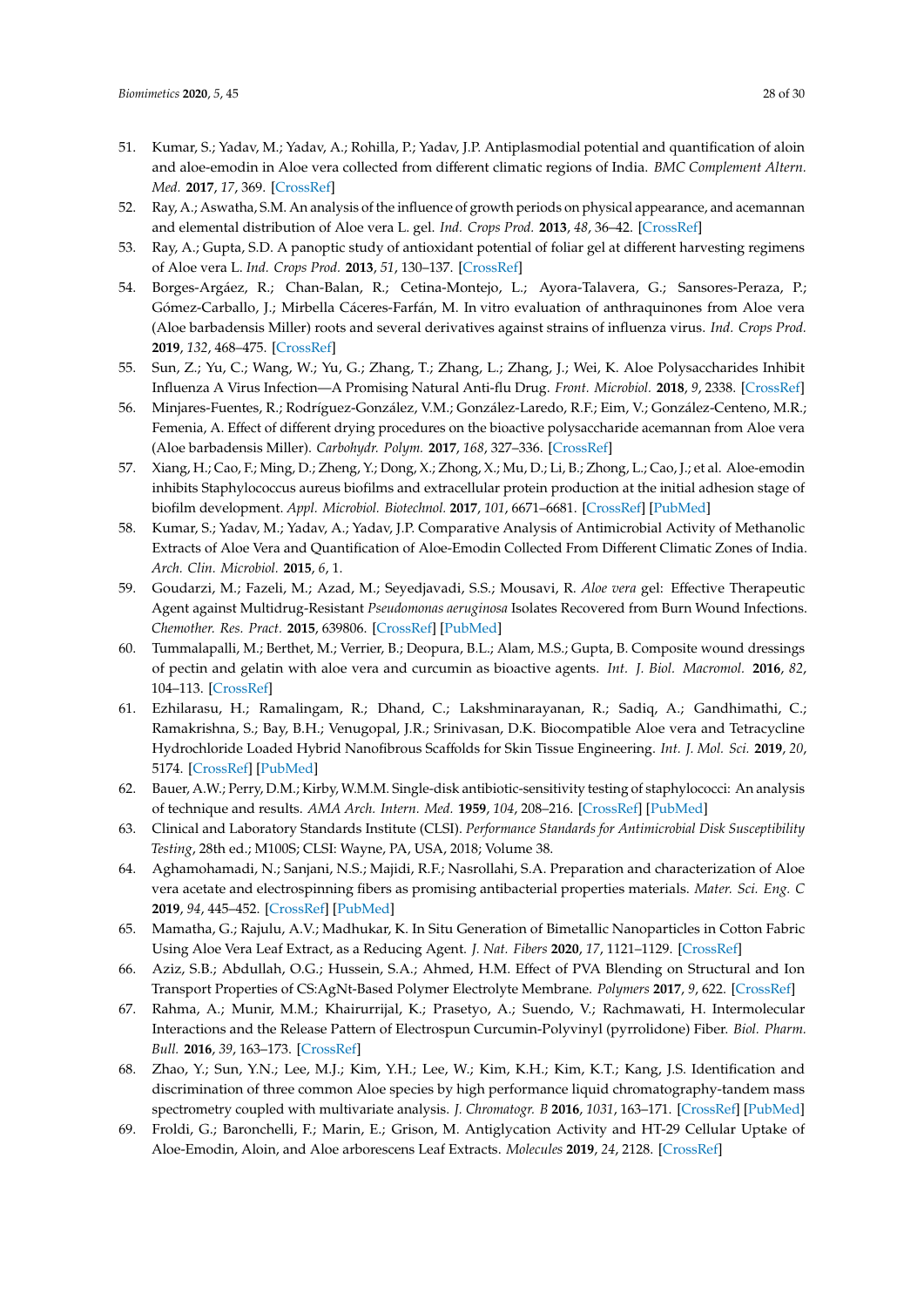51. Kumar, S.; Yadav, M.; Yadav, A.; Rohilla, P.; Yadav, J.P. Antiplasmodial potential and quantification of aloin and aloe-emodin in Aloe vera collected from different climatic regions of India. *BMC Complement Altern. Med.* **2017**, *17*, 369. [CrossRef]
52. Ray, A.; Aswatha, S.M. An analysis of the influence of growth periods on physical appearance, and acemannan and elemental distribution of Aloe vera L. gel. *Ind. Crops Prod.* **2013**, *48*, 36–42. [CrossRef]
53. Ray, A.; Gupta, S.D. A panoptic study of antioxidant potential of foliar gel at different harvesting regimens of Aloe vera L. *Ind. Crops Prod.* **2013**, *51*, 130–137. [CrossRef]
54. Borges-Argáez, R.; Chan-Balan, R.; Cetina-Montejo, L.; Ayora-Talavera, G.; Sansores-Peraza, P.; Gómez-Carballo, J.; Mirbella Cáceres-Farfán, M. In vitro evaluation of anthraquinones from Aloe vera (Aloe barbadensis Miller) roots and several derivatives against strains of influenza virus. *Ind. Crops Prod.* **2019**, *132*, 468–475. [CrossRef]
55. Sun, Z.; Yu, C.; Wang, W.; Yu, G.; Zhang, T.; Zhang, L.; Zhang, J.; Wei, K. Aloe Polysaccharides Inhibit Influenza A Virus Infection—A Promising Natural Anti-flu Drug. *Front. Microbiol.* **2018**, *9*, 2338. [CrossRef]
56. Minjares-Fuentes, R.; Rodríguez-González, V.M.; González-Laredo, R.F.; Eim, V.; González-Centeno, M.R.; Femenia, A. Effect of different drying procedures on the bioactive polysaccharide acemannan from Aloe vera (Aloe barbadensis Miller). *Carbohydr. Polym.* **2017**, *168*, 327–336. [CrossRef]
57. Xiang, H.; Cao, F.; Ming, D.; Zheng, Y.; Dong, X.; Zhong, X.; Mu, D.; Li, B.; Zhong, L.; Cao, J.; et al. Aloe-emodin inhibits Staphylococcus aureus biofilms and extracellular protein production at the initial adhesion stage of biofilm development. *Appl. Microbiol. Biotechnol.* **2017**, *101*, 6671–6681. [CrossRef] [PubMed]
58. Kumar, S.; Yadav, M.; Yadav, A.; Yadav, J.P. Comparative Analysis of Antimicrobial Activity of Methanolic Extracts of Aloe Vera and Quantification of Aloe-Emodin Collected From Different Climatic Zones of India. *Arch. Clin. Microbiol.* **2015**, *6*, 1.
59. Goudarzi, M.; Fazeli, M.; Azad, M.; Seyedjavadi, S.S.; Mousavi, R. *Aloe vera* gel: Effective Therapeutic Agent against Multidrug-Resistant *Pseudomonas aeruginosa* Isolates Recovered from Burn Wound Infections. *Chemother. Res. Pract.* **2015**, 639806. [CrossRef] [PubMed]
60. Tummalapalli, M.; Berthet, M.; Verrier, B.; Deopura, B.L.; Alam, M.S.; Gupta, B. Composite wound dressings of pectin and gelatin with aloe vera and curcumin as bioactive agents. *Int. J. Biol. Macromol.* **2016**, *82*, 104–113. [CrossRef]
61. Ezhilarasu, H.; Ramalingam, R.; Dhand, C.; Lakshminarayanan, R.; Sadiq, A.; Gandhimathi, C.; Ramakrishna, S.; Bay, B.H.; Venugopal, J.R.; Srinivasan, D.K. Biocompatible Aloe vera and Tetracycline Hydrochloride Loaded Hybrid Nanofibrous Scaffolds for Skin Tissue Engineering. *Int. J. Mol. Sci.* **2019**, *20*, 5174. [CrossRef] [PubMed]
62. Bauer, A.W.; Perry, D.M.; Kirby, W.M.M. Single-disk antibiotic-sensitivity testing of staphylococci: An analysis of technique and results. *AMA Arch. Intern. Med.* **1959**, *104*, 208–216. [CrossRef] [PubMed]
63. Clinical and Laboratory Standards Institute (CLSI). *Performance Standards for Antimicrobial Disk Susceptibility Testing*, 28th ed.; M100S; CLSI: Wayne, PA, USA, 2018; Volume 38.
64. Aghamohamadi, N.; Sanjani, N.S.; Majidi, R.F.; Nasrollahi, S.A. Preparation and characterization of Aloe vera acetate and electrospinning fibers as promising antibacterial properties materials. *Mater. Sci. Eng. C* **2019**, *94*, 445–452. [CrossRef] [PubMed]
65. Mamatha, G.; Rajulu, A.V.; Madhukar, K. In Situ Generation of Bimetallic Nanoparticles in Cotton Fabric Using Aloe Vera Leaf Extract, as a Reducing Agent. *J. Nat. Fibers* **2020**, *17*, 1121–1129. [CrossRef]
66. Aziz, S.B.; Abdullah, O.G.; Hussein, S.A.; Ahmed, H.M. Effect of PVA Blending on Structural and Ion Transport Properties of CS:AgNt-Based Polymer Electrolyte Membrane. *Polymers* **2017**, *9*, 622. [CrossRef]
67. Rahma, A.; Munir, M.M.; Khairurrijal, K.; Prasetyo, A.; Suendo, V.; Rachmawati, H. Intermolecular Interactions and the Release Pattern of Electrospun Curcumin-Polyvinyl (pyrrolidone) Fiber. *Biol. Pharm. Bull.* **2016**, *39*, 163–173. [CrossRef]
68. Zhao, Y.; Sun, Y.N.; Lee, M.J.; Kim, Y.H.; Lee, W.; Kim, K.H.; Kim, K.T.; Kang, J.S. Identification and discrimination of three common Aloe species by high performance liquid chromatography-tandem mass spectrometry coupled with multivariate analysis. *J. Chromatogr. B* **2016**, *1031*, 163–171. [CrossRef] [PubMed]
69. Froldi, G.; Baronchelli, F.; Marin, E.; Grison, M. Antiglycation Activity and HT-29 Cellular Uptake of Aloe-Emodin, Aloin, and Aloe arborescens Leaf Extracts. *Molecules* **2019**, *24*, 2128. [CrossRef]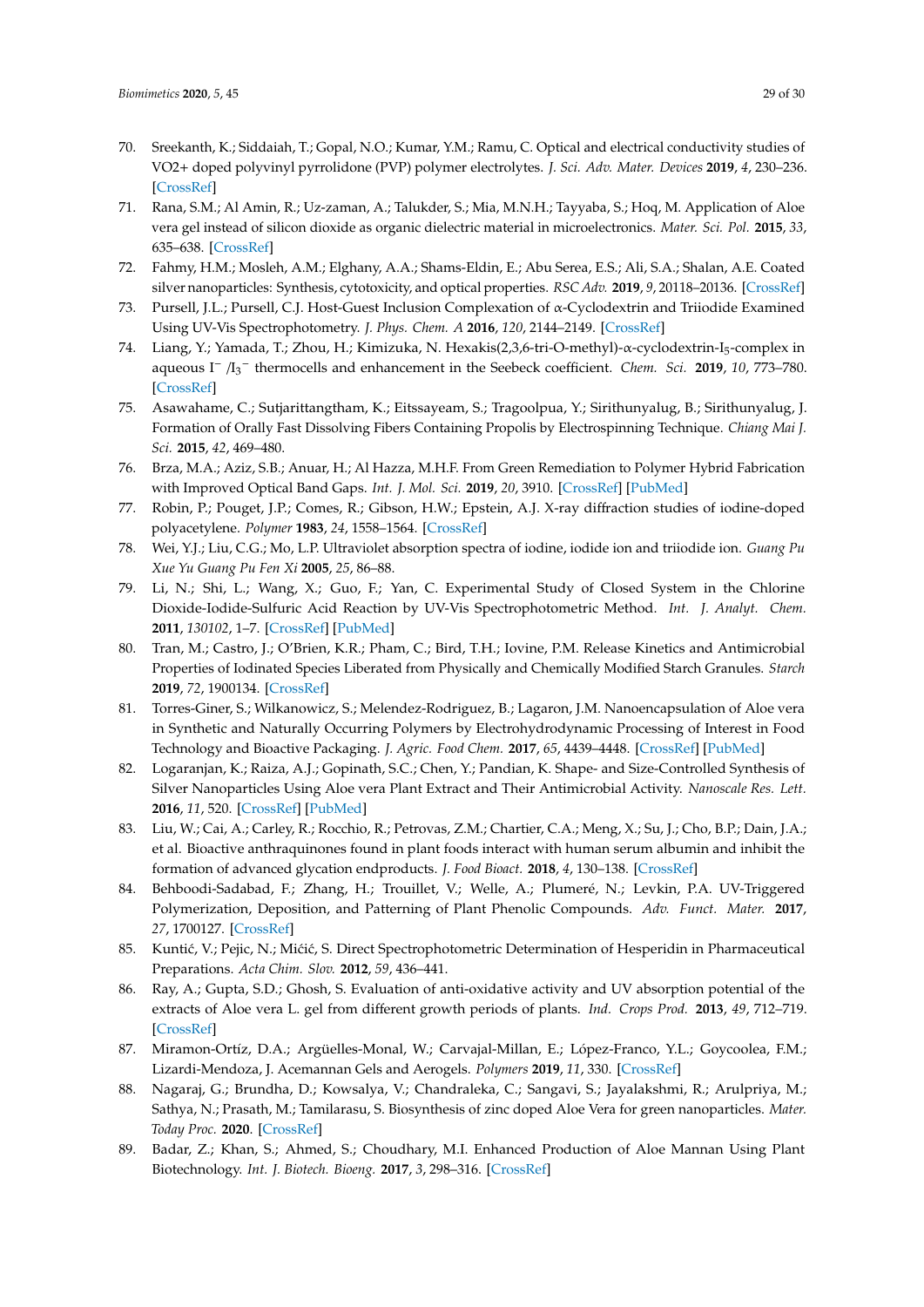70. Sreekanth, K.; Siddaiah, T.; Gopal, N.O.; Kumar, Y.M.; Ramu, C. Optical and electrical conductivity studies of VO2+ doped polyvinyl pyrrolidone (PVP) polymer electrolytes. *J. Sci. Adv. Mater. Devices* **2019**, *4*, 230–236. [CrossRef]
71. Rana, S.M.; Al Amin, R.; Uz-zaman, A.; Talukder, S.; Mia, M.N.H.; Tayyaba, S.; Hoq, M. Application of Aloe vera gel instead of silicon dioxide as organic dielectric material in microelectronics. *Mater. Sci. Pol.* **2015**, *33*, 635–638. [CrossRef]
72. Fahmy, H.M.; Mosleh, A.M.; Elghany, A.A.; Shams-Eldin, E.; Abu Serea, E.S.; Ali, S.A.; Shalan, A.E. Coated silver nanoparticles: Synthesis, cytotoxicity, and optical properties. *RSC Adv.* **2019**, *9*, 20118–20136. [CrossRef]
73. Pursell, J.L.; Pursell, C.J. Host-Guest Inclusion Complexation of α-Cyclodextrin and Triiodide Examined Using UV-Vis Spectrophotometry. *J. Phys. Chem. A* **2016**, *120*, 2144–2149. [CrossRef]
74. Liang, Y.; Yamada, T.; Zhou, H.; Kimizuka, N. Hexakis(2,3,6-tri-O-methyl)-α-cyclodextrin-$I_5$-complex in aqueous $I^-$ /$I_3^-$ thermocells and enhancement in the Seebeck coefficient. *Chem. Sci.* **2019**, *10*, 773–780. [CrossRef]
75. Asawahame, C.; Sutjarittangtham, K.; Eitssayeam, S.; Tragoolpua, Y.; Sirithunyalug, B.; Sirithunyalug, J. Formation of Orally Fast Dissolving Fibers Containing Propolis by Electrospinning Technique. *Chiang Mai J. Sci.* **2015**, *42*, 469–480.
76. Brza, M.A.; Aziz, S.B.; Anuar, H.; Al Hazza, M.H.F. From Green Remediation to Polymer Hybrid Fabrication with Improved Optical Band Gaps. *Int. J. Mol. Sci.* **2019**, *20*, 3910. [CrossRef] [PubMed]
77. Robin, P.; Pouget, J.P.; Comes, R.; Gibson, H.W.; Epstein, A.J. X-ray diffraction studies of iodine-doped polyacetylene. *Polymer* **1983**, *24*, 1558–1564. [CrossRef]
78. Wei, Y.J.; Liu, C.G.; Mo, L.P. Ultraviolet absorption spectra of iodine, iodide ion and triiodide ion. *Guang Pu Xue Yu Guang Pu Fen Xi* **2005**, *25*, 86–88.
79. Li, N.; Shi, L.; Wang, X.; Guo, F.; Yan, C. Experimental Study of Closed System in the Chlorine Dioxide-Iodide-Sulfuric Acid Reaction by UV-Vis Spectrophotometric Method. *Int. J. Analyt. Chem.* **2011**, *130102*, 1–7. [CrossRef] [PubMed]
80. Tran, M.; Castro, J.; O'Brien, K.R.; Pham, C.; Bird, T.H.; Iovine, P.M. Release Kinetics and Antimicrobial Properties of Iodinated Species Liberated from Physically and Chemically Modified Starch Granules. *Starch* **2019**, *72*, 1900134. [CrossRef]
81. Torres-Giner, S.; Wilkanowicz, S.; Melendez-Rodriguez, B.; Lagaron, J.M. Nanoencapsulation of Aloe vera in Synthetic and Naturally Occurring Polymers by Electrohydrodynamic Processing of Interest in Food Technology and Bioactive Packaging. *J. Agric. Food Chem.* **2017**, *65*, 4439–4448. [CrossRef] [PubMed]
82. Logaranjan, K.; Raiza, A.J.; Gopinath, S.C.; Chen, Y.; Pandian, K. Shape- and Size-Controlled Synthesis of Silver Nanoparticles Using Aloe vera Plant Extract and Their Antimicrobial Activity. *Nanoscale Res. Lett.* **2016**, *11*, 520. [CrossRef] [PubMed]
83. Liu, W.; Cai, A.; Carley, R.; Rocchio, R.; Petrovas, Z.M.; Chartier, C.A.; Meng, X.; Su, J.; Cho, B.P.; Dain, J.A.; et al. Bioactive anthraquinones found in plant foods interact with human serum albumin and inhibit the formation of advanced glycation endproducts. *J. Food Bioact.* **2018**, *4*, 130–138. [CrossRef]
84. Behboodi-Sadabad, F.; Zhang, H.; Trouillet, V.; Welle, A.; Plumeré, N.; Levkin, P.A. UV-Triggered Polymerization, Deposition, and Patterning of Plant Phenolic Compounds. *Adv. Funct. Mater.* **2017**, *27*, 1700127. [CrossRef]
85. Kuntić, V.; Pejic, N.; Mićić, S. Direct Spectrophotometric Determination of Hesperidin in Pharmaceutical Preparations. *Acta Chim. Slov.* **2012**, *59*, 436–441.
86. Ray, A.; Gupta, S.D.; Ghosh, S. Evaluation of anti-oxidative activity and UV absorption potential of the extracts of Aloe vera L. gel from different growth periods of plants. *Ind. Crops Prod.* **2013**, *49*, 712–719. [CrossRef]
87. Miramon-Ortíz, D.A.; Argüelles-Monal, W.; Carvajal-Millan, E.; López-Franco, Y.L.; Goycoolea, F.M.; Lizardi-Mendoza, J. Acemannan Gels and Aerogels. *Polymers* **2019**, *11*, 330. [CrossRef]
88. Nagaraj, G.; Brundha, D.; Kowsalya, V.; Chandraleka, C.; Sangavi, S.; Jayalakshmi, R.; Arulpriya, M.; Sathya, N.; Prasath, M.; Tamilarasu, S. Biosynthesis of zinc doped Aloe Vera for green nanoparticles. *Mater. Today Proc.* **2020**. [CrossRef]
89. Badar, Z.; Khan, S.; Ahmed, S.; Choudhary, M.I. Enhanced Production of Aloe Mannan Using Plant Biotechnology. *Int. J. Biotech. Bioeng.* **2017**, *3*, 298–316. [CrossRef]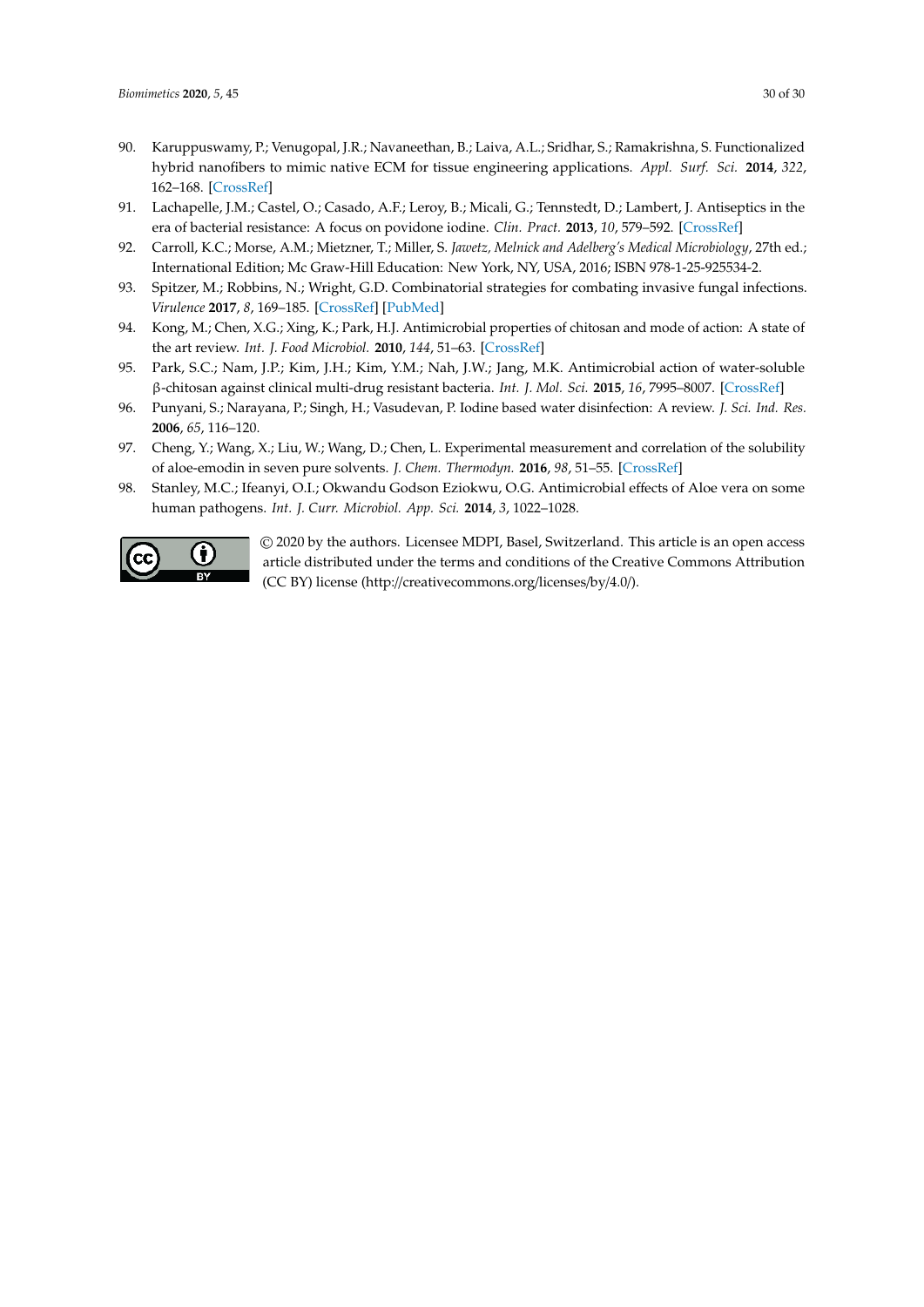90. Karuppuswamy, P.; Venugopal, J.R.; Navaneethan, B.; Laiva, A.L.; Sridhar, S.; Ramakrishna, S. Functionalized hybrid nanofibers to mimic native ECM for tissue engineering applications. *Appl. Surf. Sci.* **2014**, *322*, 162–168. [CrossRef]
91. Lachapelle, J.M.; Castel, O.; Casado, A.F.; Leroy, B.; Micali, G.; Tennstedt, D.; Lambert, J. Antiseptics in the era of bacterial resistance: A focus on povidone iodine. *Clin. Pract.* **2013**, *10*, 579–592. [CrossRef]
92. Carroll, K.C.; Morse, A.M.; Mietzner, T.; Miller, S. *Jawetz, Melnick and Adelberg's Medical Microbiology*, 27th ed.; International Edition; Mc Graw-Hill Education: New York, NY, USA, 2016; ISBN 978-1-25-925534-2.
93. Spitzer, M.; Robbins, N.; Wright, G.D. Combinatorial strategies for combating invasive fungal infections. *Virulence* **2017**, *8*, 169–185. [CrossRef] [PubMed]
94. Kong, M.; Chen, X.G.; Xing, K.; Park, H.J. Antimicrobial properties of chitosan and mode of action: A state of the art review. *Int. J. Food Microbiol.* **2010**, *144*, 51–63. [CrossRef]
95. Park, S.C.; Nam, J.P.; Kim, J.H.; Kim, Y.M.; Nah, J.W.; Jang, M.K. Antimicrobial action of water-soluble β-chitosan against clinical multi-drug resistant bacteria. *Int. J. Mol. Sci.* **2015**, *16*, 7995–8007. [CrossRef]
96. Punyani, S.; Narayana, P.; Singh, H.; Vasudevan, P. Iodine based water disinfection: A review. *J. Sci. Ind. Res.* **2006**, *65*, 116–120.
97. Cheng, Y.; Wang, X.; Liu, W.; Wang, D.; Chen, L. Experimental measurement and correlation of the solubility of aloe-emodin in seven pure solvents. *J. Chem. Thermodyn.* **2016**, *98*, 51–55. [CrossRef]
98. Stanley, M.C.; Ifeanyi, O.I.; Okwandu Godson Eziokwu, O.G. Antimicrobial effects of Aloe vera on some human pathogens. *Int. J. Curr. Microbiol. App. Sci.* **2014**, *3*, 1022–1028.

© 2020 by the authors. Licensee MDPI, Basel, Switzerland. This article is an open access article distributed under the terms and conditions of the Creative Commons Attribution (CC BY) license (http://creativecommons.org/licenses/by/4.0/).